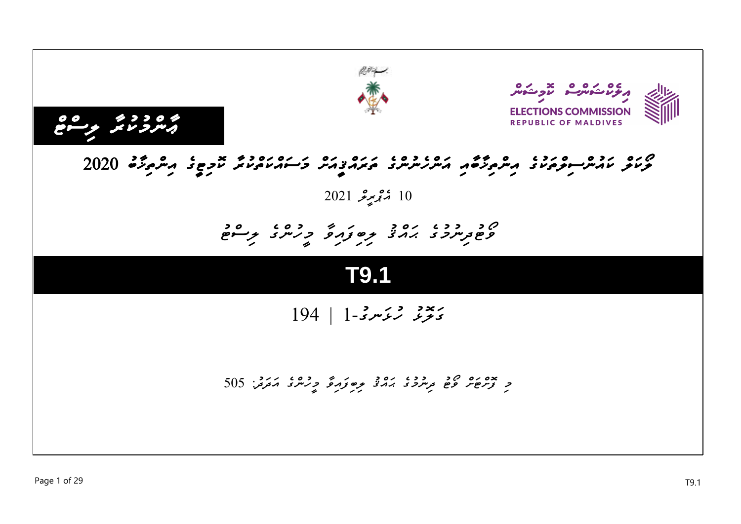ELECTIONS COMMISSION
REPUBLIC OF MALDIVES

އިންތިޚާބުކޮމިޝަން

# އަންގުމުގެ ލިސްޓު

## ލޯކަލް ކައުންސިލްތަކުގެ އިންތިޚާބާއި އަންހެނުންގެ ތަރައްޤީއަށް މަސައްކަތްކުރާ ކޮމިޓީގެ އިންތިޚާބު 2020

10 އޭޕްރިލް 2021

### ވޯޓުދިނުމުގެ ޙައްޤު ލިބިފައިވާ މީހުންގެ ލިސްޓު

# T9.1

## ގަލޮޅު ހުޅަނގު-1 | 194

މި ފޯރަމަށް ވޯޓު ދިނުމުގެ ޙައްޤު ލިބިފައިވާ މީހުންގެ އަދަދު: 505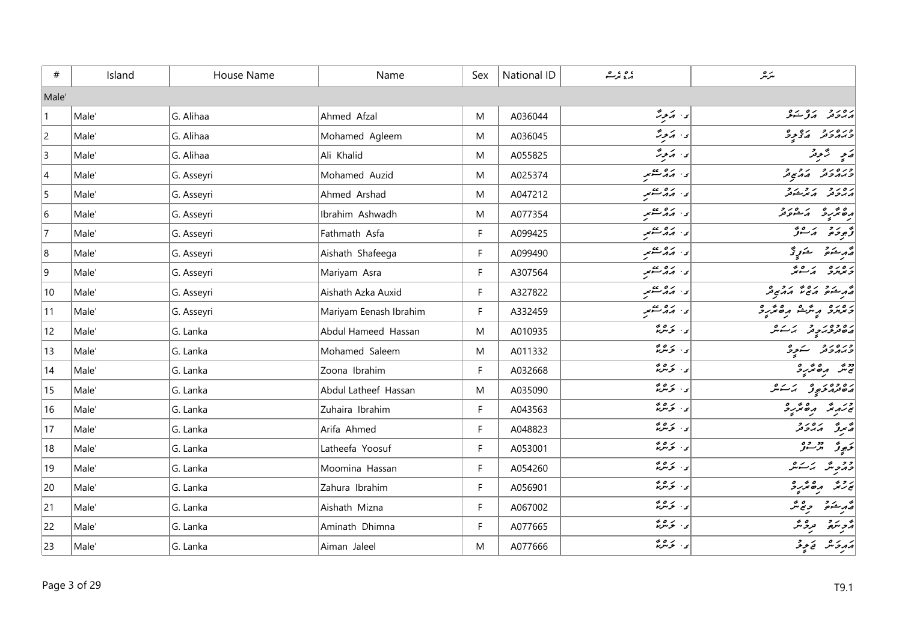| # | Island | House Name | Name | Sex | National ID | ގެއްގެ ނަން | ނަން |
|---|---|---|---|---|---|---|---|
| Male' | | | | | | | |
| 1 | Male' | G. Alihaa | Ahmed Afzal | M | A036044 | ގ. އަލިހާ | އަޙްމަދު އަފްޟަލް |
| 2 | Male' | G. Alihaa | Mohamed Agleem | M | A036045 | ގ. އަލިހާ | މުޙައްމަދު އަގްލީމް |
| 3 | Male' | G. Alihaa | Ali Khalid | M | A055825 | ގ. އަލިހާ | އަލި ޚާލިދު |
| 4 | Male' | G. Asseyri | Mohamed Auzid | M | A025374 | ގ. އައްސޭރި | މުޙައްމަދު އައުޒިދު |
| 5 | Male' | G. Asseyri | Ahmed Arshad | M | A047212 | ގ. އައްސޭރި | އަޙްމަދު އަރުޝަދު |
| 6 | Male' | G. Asseyri | Ibrahim Ashwadh | M | A077354 | ގ. އައްސޭރި | އިބްރާހީމް އަޝްވަދު |
| 7 | Male' | G. Asseyri | Fathmath Asfa | F | A099425 | ގ. އައްސޭރި | ފާތިމަތު އަސްފާ |
| 8 | Male' | G. Asseyri | Aishath Shafeega | F | A099490 | ގ. އައްސޭރި | އާއިޝަތު ޝަފީގާ |
| 9 | Male' | G. Asseyri | Mariyam Asra | F | A307564 | ގ. އައްސޭރި | މަރިޔަމް އަސްރާ |
| 10 | Male' | G. Asseyri | Aishath Azka Auxid | F | A327822 | ގ. އައްސޭރި | އާއިޝަތު އަޒްކާ އައުޒިދު |
| 11 | Male' | G. Asseyri | Mariyam Eenash Ibrahim | F | A332459 | ގ. އައްސޭރި | މަރިޔަމް އީނާޝް އިބްރާހީމް |
| 12 | Male' | G. Lanka | Abdul Hameed Hassan | M | A010935 | ގ. ލަންކާ | އަބްދުލްޙަމީދު ޙަސަން |
| 13 | Male' | G. Lanka | Mohamed Saleem | M | A011332 | ގ. ލަންކާ | މުޙައްމަދު ސަލީމް |
| 14 | Male' | G. Lanka | Zoona Ibrahim | F | A032668 | ގ. ލަންކާ | ޒޫނާ އިބްރާހީމް |
| 15 | Male' | G. Lanka | Abdul Latheef Hassan | M | A035090 | ގ. ލަންކާ | އަބްދުއްލަޠީފު ޙަސަން |
| 16 | Male' | G. Lanka | Zuhaira Ibrahim | F | A043563 | ގ. ލަންކާ | ޒުހައިރާ އިބްރާހީމް |
| 17 | Male' | G. Lanka | Arifa Ahmed | F | A048823 | ގ. ލަންކާ | އާރިފާ އަޙްމަދު |
| 18 | Male' | G. Lanka | Latheefa Yoosuf | F | A053001 | ގ. ލަންކާ | ލަޠީފާ ޔޫސުފް |
| 19 | Male' | G. Lanka | Moomina Hassan | F | A054260 | ގ. ލަންކާ | މޫމިނާ ޙަސަން |
| 20 | Male' | G. Lanka | Zahura Ibrahim | F | A056901 | ގ. ލަންކާ | ޒަހުރާ އިބްރާހީމް |
| 21 | Male' | G. Lanka | Aishath Mizna | F | A067002 | ގ. ލަންކާ | އާއިޝަތު މިޒްނާ |
| 22 | Male' | G. Lanka | Aminath Dhimna | F | A077665 | ގ. ލަންކާ | އާމިނަތު ދިމްނާ |
| 23 | Male' | G. Lanka | Aiman Jaleel | M | A077666 | ގ. ލަންކާ | އައިމަން ޖަލީލް |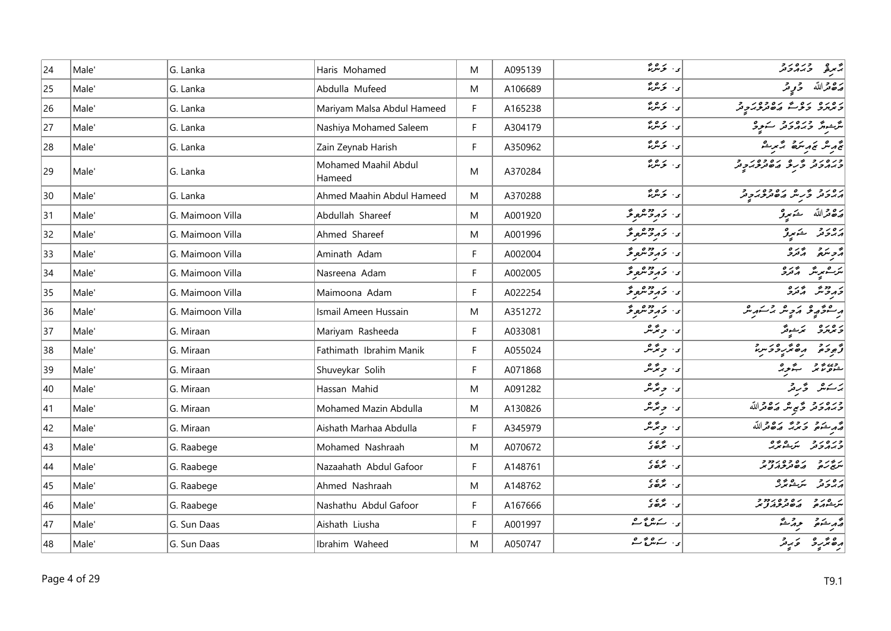| 24 | Male' | G. Lanka | Haris Mohamed | M | A095139 | ގ. ލަންކާ | ހާރިސް މުޙައްމަދު |
|---|---|---|---|---|---|---|---|
| 25 | Male' | G. Lanka | Abdulla Mufeed | M | A106689 | ގ. ލަންކާ | އަބްދުﷲ މުފީދު |
| 26 | Male' | G. Lanka | Mariyam Malsa Abdul Hameed | F | A165238 | ގ. ލަންކާ | މަރިޔަމް މަލްސާ އަބްދުލްޙަމީދު |
| 27 | Male' | G. Lanka | Nashiya Mohamed Saleem | F | A304179 | ގ. ލަންކާ | ނާޝިޔާ މުޙައްމަދު ސަލީމް |
| 28 | Male' | G. Lanka | Zain Zeynab Harish | F | A350962 | ގ. ލަންކާ | ޒައިން ޒެއިނަބް ހާރިޝް |
| 29 | Male' | G. Lanka | Mohamed Maahil Abdul Hameed | M | A370284 | ގ. ލަންކާ | މުޙައްމަދު މާހިލް އަބްދުލްޙަމީދު |
| 30 | Male' | G. Lanka | Ahmed Maahin Abdul Hameed | M | A370288 | ގ. ލަންކާ | އަޙްމަދު މާހިން އަބްދުލްޙަމީދު |
| 31 | Male' | G. Maimoon Villa | Abdullah Shareef | M | A001920 | ގ. މައިމޫންވިލާ | އަބްދުﷲ ޝަރީފު |
| 32 | Male' | G. Maimoon Villa | Ahmed Shareef | M | A001996 | ގ. މައިމޫންވިލާ | އަޙްމަދު ޝަރީފު |
| 33 | Male' | G. Maimoon Villa | Aminath Adam | F | A002004 | ގ. މައިމޫންވިލާ | އާމިނަތު އާދަމް |
| 34 | Male' | G. Maimoon Villa | Nasreena Adam | F | A002005 | ގ. މައިމޫންވިލާ | ނަސްރީނާ އާދަމް |
| 35 | Male' | G. Maimoon Villa | Maimoona Adam | F | A022254 | ގ. މައިމޫންވިލާ | މައިމޫނާ އާދަމް |
| 36 | Male' | G. Maimoon Villa | Ismail Ameen Hussain | M | A351272 | ގ. މައިމޫންވިލާ | އިސްމާއިލް އަމީން ހުސައިން |
| 37 | Male' | G. Miraan | Mariyam Rasheeda | F | A033081 | ގ. މިރާން | މަރިޔަމް ރަޝީދާ |
| 38 | Male' | G. Miraan | Fathimath Ibrahim Manik | F | A055024 | ގ. މިރާން | ފާތިމަތު އިބްރާހީމްމަނިކު |
| 39 | Male' | G. Miraan | Shuveykar Solih | F | A071868 | ގ. މިރާން | ޝުވޭކާރު ސާލިހު |
| 40 | Male' | G. Miraan | Hassan Mahid | M | A091282 | ގ. މިރާން | ހަސަން މާހިދު |
| 41 | Male' | G. Miraan | Mohamed Mazin Abdulla | M | A130826 | ގ. މިރާން | މުޙައްމަދު މާޒިން އަބްދުﷲ |
| 42 | Male' | G. Miraan | Aishath Marhaa Abdulla | F | A345979 | ގ. މިރާން | އާއިޝަތު މަރްހާ އަބްދުﷲ |
| 43 | Male' | G. Raabege | Mohamed Nashraah | M | A070672 | ގ. ރާބޭގެ | މުޙައްމަދު ނަޝްރާހް |
| 44 | Male' | G. Raabege | Nazaahath Abdul Gafoor | F | A148761 | ގ. ރާބޭގެ | ނަޒާހަތު އަބްދުލްޣަފޫރު |
| 45 | Male' | G. Raabege | Ahmed Nashraah | M | A148762 | ގ. ރާބޭގެ | އަޙްމަދު ނަޝްރާހް |
| 46 | Male' | G. Raabege | Nashathu Abdul Gafoor | F | A167666 | ގ. ރާބޭގެ | ނަޝަތު އަބްދުލްޣަފޫރު |
| 47 | Male' | G. Sun Daas | Aishath Liusha | F | A001997 | ގ. ސަންޑާސް | އާއިޝަތު ލިއުޝާ |
| 48 | Male' | G. Sun Daas | Ibrahim Waheed | M | A050747 | ގ. ސަންޑާސް | އިބްރާހީމް ވަޙީދު |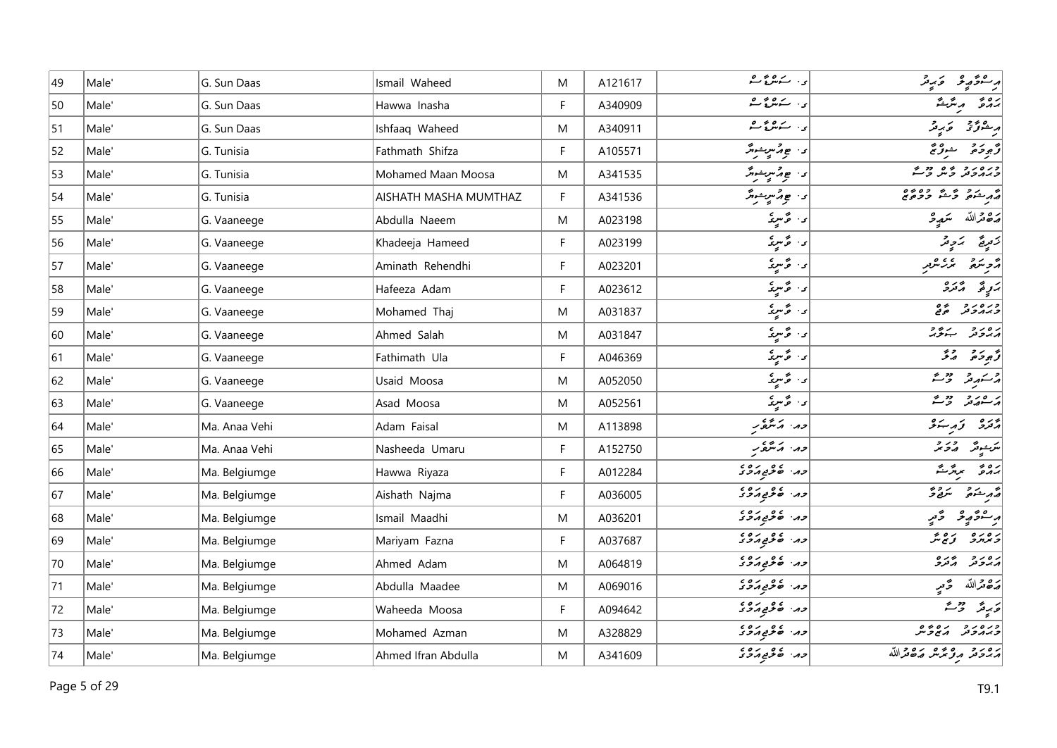| 49 | Male' | G. Sun Daas | Ismail Waheed | M | A121617 | ގ. ސަންޑާސް | އިސްމާޢީލް ވަޙީދު |
|---|---|---|---|---|---|---|---|
| 50 | Male' | G. Sun Daas | Hawwa Inasha | F | A340909 | ގ. ސަންޑާސް | ޙައްވާ އިނާޝާ |
| 51 | Male' | G. Sun Daas | Ishfaaq Waheed | M | A340911 | ގ. ސަންޑާސް | އިޝްފާޤު ވަޙީދު |
| 52 | Male' | G. Tunisia | Fathmath Shifza | F | A105571 | ގ. ޓިއުނީޝިއާ | ފާތިމަތު ޝިފްޒާ |
| 53 | Male' | G. Tunisia | Mohamed Maan Moosa | M | A341535 | ގ. ޓިއުނީޝިއާ | މުޙައްމަދު މާން މޫސާ |
| 54 | Male' | G. Tunisia | AISHATH MASHA MUMTHAZ | F | A341536 | ގ. ޓިއުނީޝިއާ | އާއިޝަތު މާޝާ މުމްތާޒު |
| 55 | Male' | G. Vaaneege | Abdulla Naeem | M | A023198 | ގ. ވާނީގެ | އަބްދުﷲ ނައީމް |
| 56 | Male' | G. Vaaneege | Khadeeja Hameed | F | A023199 | ގ. ވާނީގެ | ޚަދީޖާ ޙަމީދު |
| 57 | Male' | G. Vaaneege | Aminath Rehendhi | F | A023201 | ގ. ވާނީގެ | އާމިނަތު ރެހެންދި |
| 58 | Male' | G. Vaaneege | Hafeeza Adam | F | A023612 | ގ. ވާނީގެ | ޙަފީޒާ އާދަމް |
| 59 | Male' | G. Vaaneege | Mohamed Thaj | M | A031837 | ގ. ވާނީގެ | މުޙައްމަދު ތާޖު |
| 60 | Male' | G. Vaaneege | Ahmed Salah | M | A031847 | ގ. ވާނީގެ | އަޙްމަދު ސަލާހު |
| 61 | Male' | G. Vaaneege | Fathimath Ula | F | A046369 | ގ. ވާނީގެ | ފާތިމަތު އުލާ |
| 62 | Male' | G. Vaaneege | Usaid Moosa | M | A052050 | ގ. ވާނީގެ | އުސައިދު މޫސާ |
| 63 | Male' | G. Vaaneege | Asad Moosa | M | A052561 | ގ. ވާނީގެ | އަސްޢަދު މޫސާ |
| 64 | Male' | Ma. Anaa Vehi | Adam Faisal | M | A113898 | މއ. އަނާވެހި | އާދަމް ފައިސަލް |
| 65 | Male' | Ma. Anaa Vehi | Nasheeda Umaru | F | A152750 | މއ. އަނާވެހި | ނަޝީދާ އުމަރު |
| 66 | Male' | Ma. Belgiumge | Hawwa Riyaza | F | A012284 | މއ. ބެލްޖިއަމްގެ | ޙައްވާ ރިޔާޒާ |
| 67 | Male' | Ma. Belgiumge | Aishath Najma | F | A036005 | މއ. ބެލްޖިއަމްގެ | އާއިޝަތު ނަޖްމާ |
| 68 | Male' | Ma. Belgiumge | Ismail Maadhi | M | A036201 | މއ. ބެލްޖިއަމްގެ | އިސްމާޢީލް މާދީ |
| 69 | Male' | Ma. Belgiumge | Mariyam Fazna | F | A037687 | މއ. ބެލްޖިއަމްގެ | މަރިޔަމް ފަޒްނާ |
| 70 | Male' | Ma. Belgiumge | Ahmed Adam | M | A064819 | މއ. ބެލްޖިއަމްގެ | އަޙްމަދު އާދަމް |
| 71 | Male' | Ma. Belgiumge | Abdulla Maadee | M | A069016 | މއ. ބެލްޖިއަމްގެ | އަބްދުﷲ މާދީ |
| 72 | Male' | Ma. Belgiumge | Waheeda Moosa | F | A094642 | މއ. ބެލްޖިއަމްގެ | ވަޙީދާ މޫސާ |
| 73 | Male' | Ma. Belgiumge | Mohamed Azman | M | A328829 | މއ. ބެލްޖިއަމްގެ | މުޙައްމަދު އަޒްމާން |
| 74 | Male' | Ma. Belgiumge | Ahmed Ifran Abdulla | M | A341609 | މއ. ބެލްޖިއަމްގެ | އަޙްމަދު އިފްރާން އަބްދުﷲ |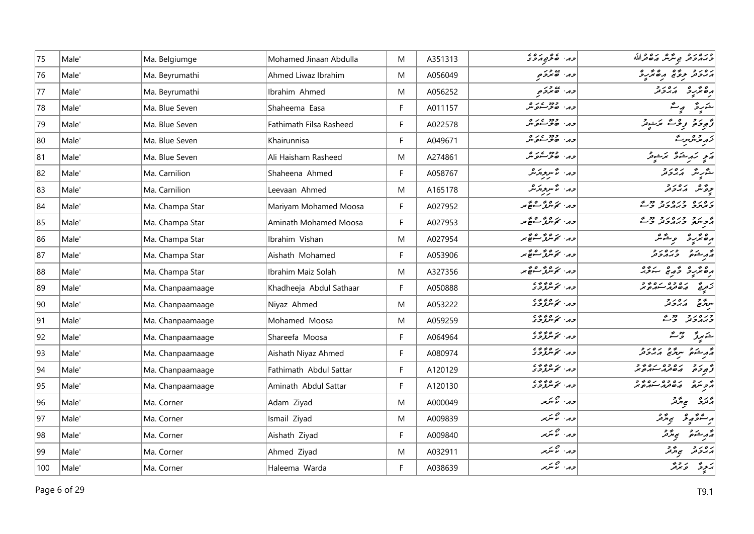| 75 | Male' | Ma. Belgiumge | Mohamed Jinaan Abdulla | M | A351313 | މއ. ބެލްޖިއަމްގެ | މުހައްމަދު ޖިނާން އަބްދުﷲ |
|---|---|---|---|---|---|---|---|
| 76 | Male' | Ma. Beyrumathi | Ahmed Liwaz Ibrahim | M | A056049 | މއ. ބޭރުމަތި | އަޙްމަދު ލިވާޒް އިބްރާހީމް |
| 77 | Male' | Ma. Beyrumathi | Ibrahim Ahmed | M | A056252 | މއ. ބޭރުމަތި | އިބްރާހީމް އަޙްމަދު |
| 78 | Male' | Ma. Blue Seven | Shaheema Easa | F | A011157 | މއ. ބްލޫސެވަން | ޝަހީމާ ޢީސާ |
| 79 | Male' | Ma. Blue Seven | Fathimath Filsa Rasheed | F | A022578 | މއ. ބްލޫސެވަން | ފާތިމަތު ފިލްސާ ރަޝީދު |
| 80 | Male' | Ma. Blue Seven | Khairunnisa | F | A049671 | މއ. ބްލޫސެވަން | ޚައިރުންނިސާ |
| 81 | Male' | Ma. Blue Seven | Ali Haisham Rasheed | M | A274861 | މއ. ބްލޫސެވަން | އަލި ހައިޝަމް ރަޝީދު |
| 82 | Male' | Ma. Carnilion | Shaheena Ahmed | F | A058767 | މއ. ކާނިލިއަން | ޝަހީނާ އަޙްމަދު |
| 83 | Male' | Ma. Carnilion | Leevaan Ahmed | M | A165178 | މއ. ކާނިލިއަން | ލީވާން އަޙްމަދު |
| 84 | Male' | Ma. Champa Star | Mariyam Mohamed Moosa | F | A027952 | މއ. ޗަންޕާސްޓާރ | މަރިޔަމް މުހައްމަދު މޫސާ |
| 85 | Male' | Ma. Champa Star | Aminath Mohamed Moosa | F | A027953 | މއ. ޗަންޕާސްޓާރ | އާމިނަތު މުހައްމަދު މޫސާ |
| 86 | Male' | Ma. Champa Star | Ibrahim Vishan | M | A027954 | މއ. ޗަންޕާސްޓާރ | އިބްރާހީމް ވިޝާން |
| 87 | Male' | Ma. Champa Star | Aishath Mohamed | F | A053906 | މއ. ޗަންޕާސްޓާރ | ޢައިޝަތު މުހައްމަދު |
| 88 | Male' | Ma. Champa Star | Ibrahim Maiz Solah | M | A327356 | މއ. ޗަންޕާސްޓާރ | އިބްރާހީމް މާއިޒް ޞަލާޙް |
| 89 | Male' | Ma. Chanpaamaage | Khadheeja Abdul Sathaar | F | A050888 | މއ. ޗަންޕާމާގެ | ޚަދީޖާ އަބްދުލްސައްތާރު |
| 90 | Male' | Ma. Chanpaamaage | Niyaz Ahmed | M | A053222 | މއ. ޗަންޕާމާގެ | ނިޔާޒް އަޙްމަދު |
| 91 | Male' | Ma. Chanpaamaage | Mohamed Moosa | M | A059259 | މއ. ޗަންޕާމާގެ | މުހައްމަދު މޫސާ |
| 92 | Male' | Ma. Chanpaamaage | Shareefa Moosa | F | A064964 | މއ. ޗަންޕާމާގެ | ޝަރީފާ މޫސާ |
| 93 | Male' | Ma. Chanpaamaage | Aishath Niyaz Ahmed | F | A080974 | މއ. ޗަންޕާމާގެ | ޢައިޝަތު ނިޔާޒް އަޙްމަދު |
| 94 | Male' | Ma. Chanpaamaage | Fathimath Abdul Sattar | F | A120129 | މއ. ޗަންޕާމާގެ | ފާތިމަތު އަބްދުލްސައްތާރު |
| 95 | Male' | Ma. Chanpaamaage | Aminath Abdul Sattar | F | A120130 | މއ. ޗަންޕާމާގެ | އާމިނަތު އަބްދުލްސައްތާރު |
| 96 | Male' | Ma. Corner | Adam Ziyad | M | A000049 | މއ. ކޯނަރ | އާދަމް ޒިޔާދު |
| 97 | Male' | Ma. Corner | Ismail Ziyad | M | A009839 | މއ. ކޯނަރ | އިސްމާޢީލް ޒިޔާދު |
| 98 | Male' | Ma. Corner | Aishath Ziyad | F | A009840 | މއ. ކޯނަރ | ޢައިޝަތު ޒިޔާދު |
| 99 | Male' | Ma. Corner | Ahmed Ziyad | M | A032911 | މއ. ކޯނަރ | އަޙްމަދު ޒިޔާދު |
| 100 | Male' | Ma. Corner | Haleema Warda | F | A038639 | މއ. ކޯނަރ | ހަލީމާ ވަރދާ |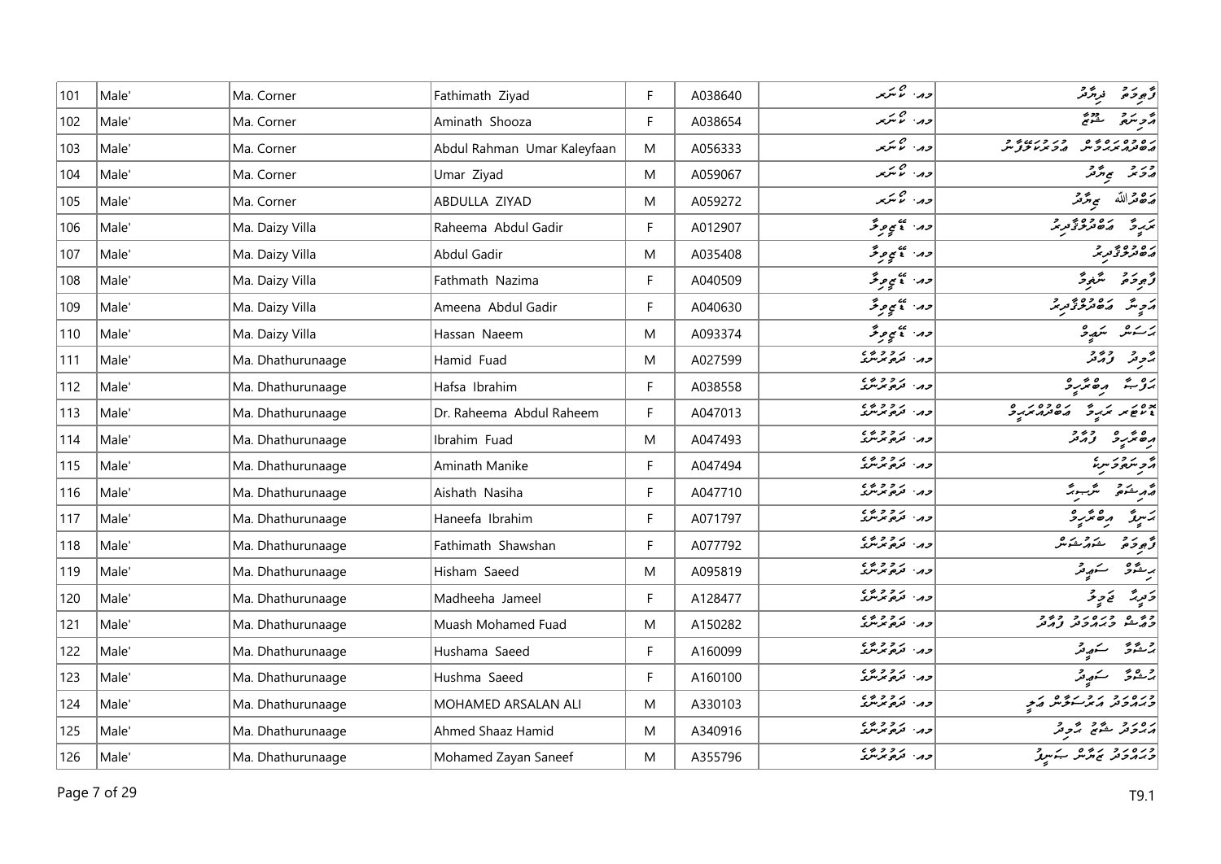| 101 | Male' | Ma. Corner | Fathimath Ziyad | F | A038640 | މއ. ކޯނަރ | ފާތިމަތު ޒިޔާދު |
|---|---|---|---|---|---|---|---|
| 102 | Male' | Ma. Corner | Aminath Shooza | F | A038654 | މއ. ކޯނަރ | އާމިނަތު ޝޫޒާ |
| 103 | Male' | Ma. Corner | Abdul Rahman Umar Kaleyfaan | M | A056333 | މއ. ކޯނަރ | އަބްދުއްރަޙްމާން ޢުމަރު ކަލޭފާން |
| 104 | Male' | Ma. Corner | Umar Ziyad | M | A059067 | މއ. ކޯނަރ | ޢުމަރު ޒިޔާދު |
| 105 | Male' | Ma. Corner | ABDULLA ZIYAD | M | A059272 | މއ. ކޯނަރ | އަބްދުﷲ ޒިޔާދު |
| 106 | Male' | Ma. Daizy Villa | Raheema Abdul Gadir | F | A012907 | މއ. ޑޭޒީވިލާ | ރަޙީމާ އަބްދުލްޤާދިރު |
| 107 | Male' | Ma. Daizy Villa | Abdul Gadir | M | A035408 | މއ. ޑޭޒީވިލާ | އަބްދުލްޤާދިރު |
| 108 | Male' | Ma. Daizy Villa | Fathmath Nazima | F | A040509 | މއ. ޑޭޒީވިލާ | ފާތިމަތު ނާޒިމާ |
| 109 | Male' | Ma. Daizy Villa | Ameena Abdul Gadir | F | A040630 | މއ. ޑޭޒީވިލާ | އަމީނާ އަބްދުލްޤާދިރު |
| 110 | Male' | Ma. Daizy Villa | Hassan Naeem | M | A093374 | މއ. ޑޭޒީވިލާ | ހަސަން ނައީމް |
| 111 | Male' | Ma. Dhathurunaage | Hamid Fuad | M | A027599 | މއ. ދަތުރުނާގެ | ހާމިދު ފުއާދު |
| 112 | Male' | Ma. Dhathurunaage | Hafsa Ibrahim | F | A038558 | މއ. ދަތުރުނާގެ | ހަފްސާ އިބްރާހިމް |
| 113 | Male' | Ma. Dhathurunaage | Dr. Raheema Abdul Raheem | F | A047013 | މއ. ދަތުރުނާގެ | ޑޮކްޓަރ ރަޙީމާ އަބްދުއްރަޙީމް |
| 114 | Male' | Ma. Dhathurunaage | Ibrahim Fuad | M | A047493 | މއ. ދަތުރުނާގެ | އިބްރާހިމް ފުއާދު |
| 115 | Male' | Ma. Dhathurunaage | Aminath Manike | F | A047494 | މއ. ދަތުރުނާގެ | އާމިނަތުމަނިކެ |
| 116 | Male' | Ma. Dhathurunaage | Aishath Nasiha | F | A047710 | މއ. ދަތުރުނާގެ | ޢާއިޝަތު ނާސިހާ |
| 117 | Male' | Ma. Dhathurunaage | Haneefa Ibrahim | F | A071797 | މއ. ދަތުރުނާގެ | ހަނީފާ އިބްރާހިމް |
| 118 | Male' | Ma. Dhathurunaage | Fathimath Shawshan | F | A077792 | މއ. ދަތުރުނާގެ | ފާތިމަތު ޝައުޝަން |
| 119 | Male' | Ma. Dhathurunaage | Hisham Saeed | M | A095819 | މއ. ދަތުރުނާގެ | ހިޝާމް ސައީދު |
| 120 | Male' | Ma. Dhathurunaage | Madheeha Jameel | F | A128477 | މއ. ދަތުރުނާގެ | މަދީހާ ޖަމީލު |
| 121 | Male' | Ma. Dhathurunaage | Muash Mohamed Fuad | M | A150282 | މއ. ދަތުރުނާގެ | މުއާޝް މުހައްމަދު ފުއާދު |
| 122 | Male' | Ma. Dhathurunaage | Hushama Saeed | F | A160099 | މއ. ދަތުރުނާގެ | ހުޝާމާ ސައީދު |
| 123 | Male' | Ma. Dhathurunaage | Hushma Saeed | F | A160100 | މއ. ދަތުރުނާގެ | ހުޝްމާ ސައީދު |
| 124 | Male' | Ma. Dhathurunaage | MOHAMED ARSALAN ALI | M | A330103 | މއ. ދަތުރުނާގެ | މުހައްމަދު އަރްސަލާން ޢަލި |
| 125 | Male' | Ma. Dhathurunaage | Ahmed Shaaz Hamid | M | A340916 | މއ. ދަތުރުނާގެ | އަހްމަދު ޝާޒް ހާމިދު |
| 126 | Male' | Ma. Dhathurunaage | Mohamed Zayan Saneef | M | A355796 | މއ. ދަތުރުނާގެ | މުހައްމަދު ޒަޔާން ސަނީފު |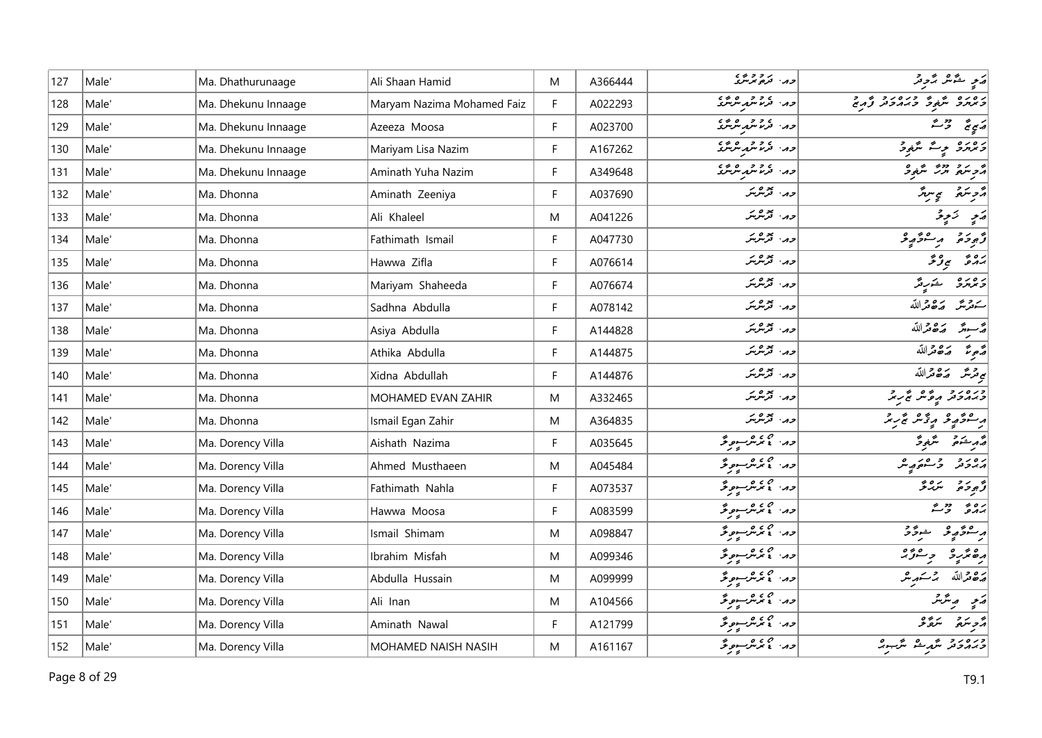| 127 | Male' | Ma. Dhathurunaage | Ali Shaan Hamid | M | A366444 | މއ. ދަތުރުނާގެ | އަލި ޝާން ހާމިދު |
|---|---|---|---|---|---|---|---|
| 128 | Male' | Ma. Dhekunu Innaage | Maryam Nazima Mohamed Faiz | F | A022293 | މއ. ދެކުނު އިންނާގެ | މަރްޔަމް ނާޒިމާ މުހައްމަދު ފާއިޒު |
| 129 | Male' | Ma. Dhekunu Innaage | Azeeza Moosa | F | A023700 | މއ. ދެކުނު އިންނާގެ | އަޒީޒާ މޫސާ |
| 130 | Male' | Ma. Dhekunu Innaage | Mariyam Lisa Nazim | F | A167262 | މއ. ދެކުނު އިންނާގެ | މަރިޔަމް ލީސާ ނާޒިމް |
| 131 | Male' | Ma. Dhekunu Innaage | Aminath Yuha Nazim | F | A349648 | މއ. ދެކުނު އިންނާގެ | އާމިނަތު ޔޫހާ ނާޒިމް |
| 132 | Male' | Ma. Dhonna | Aminath Zeeniya | F | A037690 | މއ. ދޮންނަ | އާމިނަތު ޒީނިޔާ |
| 133 | Male' | Ma. Dhonna | Ali Khaleel | M | A041226 | މއ. ދޮންނަ | އަލި ޚަލީލު |
| 134 | Male' | Ma. Dhonna | Fathimath Ismail | F | A047730 | މއ. ދޮންނަ | ފާތިމަތު އިސްމާއީލް |
| 135 | Male' | Ma. Dhonna | Hawwa Zifla | F | A076614 | މއ. ދޮންނަ | ހައްވާ ޒިފްލާ |
| 136 | Male' | Ma. Dhonna | Mariyam Shaheeda | F | A076674 | މއ. ދޮންނަ | މަރިޔަމް ޝަހީދާ |
| 137 | Male' | Ma. Dhonna | Sadhna Abdulla | F | A078142 | މއ. ދޮންނަ | ސަދުނާ އަބްދުﷲ |
| 138 | Male' | Ma. Dhonna | Asiya Abdulla | F | A144828 | މއ. ދޮންނަ | އާސިޔާ އަބްދުﷲ |
| 139 | Male' | Ma. Dhonna | Athika Abdulla | F | A144875 | މއ. ދޮންނަ | އާތިކާ އަބްދުﷲ |
| 140 | Male' | Ma. Dhonna | Xidna Abdullah | F | A144876 | މއ. ދޮންނަ | ޒިދުނާ އަބްދުﷲ |
| 141 | Male' | Ma. Dhonna | MOHAMED EVAN ZAHIR | M | A332465 | މއ. ދޮންނަ | މުހައްމަދު އިވާން ޒާހިރު |
| 142 | Male' | Ma. Dhonna | Ismail Egan Zahir | M | A364835 | މއ. ދޮންނަ | އިސްމާއީލް އީގަން ޒާހިރު |
| 143 | Male' | Ma. Dorency Villa | Aishath Nazima | F | A035645 | މއ. ޑޮރެންސީވިލާ | އާއިޝަތު ނާޒިމާ |
| 144 | Male' | Ma. Dorency Villa | Ahmed Musthaeen | M | A045484 | މއ. ޑޮރެންސީވިލާ | އަހުމަދު މުސްތަޢީން |
| 145 | Male' | Ma. Dorency Villa | Fathimath Nahla | F | A073537 | މއ. ޑޮރެންސީވިލާ | ފާތިމަތު ނަހްލާ |
| 146 | Male' | Ma. Dorency Villa | Hawwa Moosa | F | A083599 | މއ. ޑޮރެންސީވިލާ | ހައްވާ މޫސާ |
| 147 | Male' | Ma. Dorency Villa | Ismail Shimam | M | A098847 | މއ. ޑޮރެންސީވިލާ | އިސްމާއީލް ޝިމާމު |
| 148 | Male' | Ma. Dorency Villa | Ibrahim Misfah | M | A099346 | މއ. ޑޮރެންސީވިލާ | އިބްރާހިމް މިސްފާހު |
| 149 | Male' | Ma. Dorency Villa | Abdulla Hussain | M | A099999 | މއ. ޑޮރެންސީވިލާ | އަބްދުﷲ ހުސައިން |
| 150 | Male' | Ma. Dorency Villa | Ali Inan | M | A104566 | މއ. ޑޮރެންސީވިލާ | އަލި އިނާން |
| 151 | Male' | Ma. Dorency Villa | Aminath Nawal | F | A121799 | މއ. ޑޮރެންސީވިލާ | އާމިނަތު ނަވާލް |
| 152 | Male' | Ma. Dorency Villa | MOHAMED NAISH NASIH | M | A161167 | މއ. ޑޮރެންސީވިލާ | މުހައްމަދު ނާއިޝް ނާސިހް |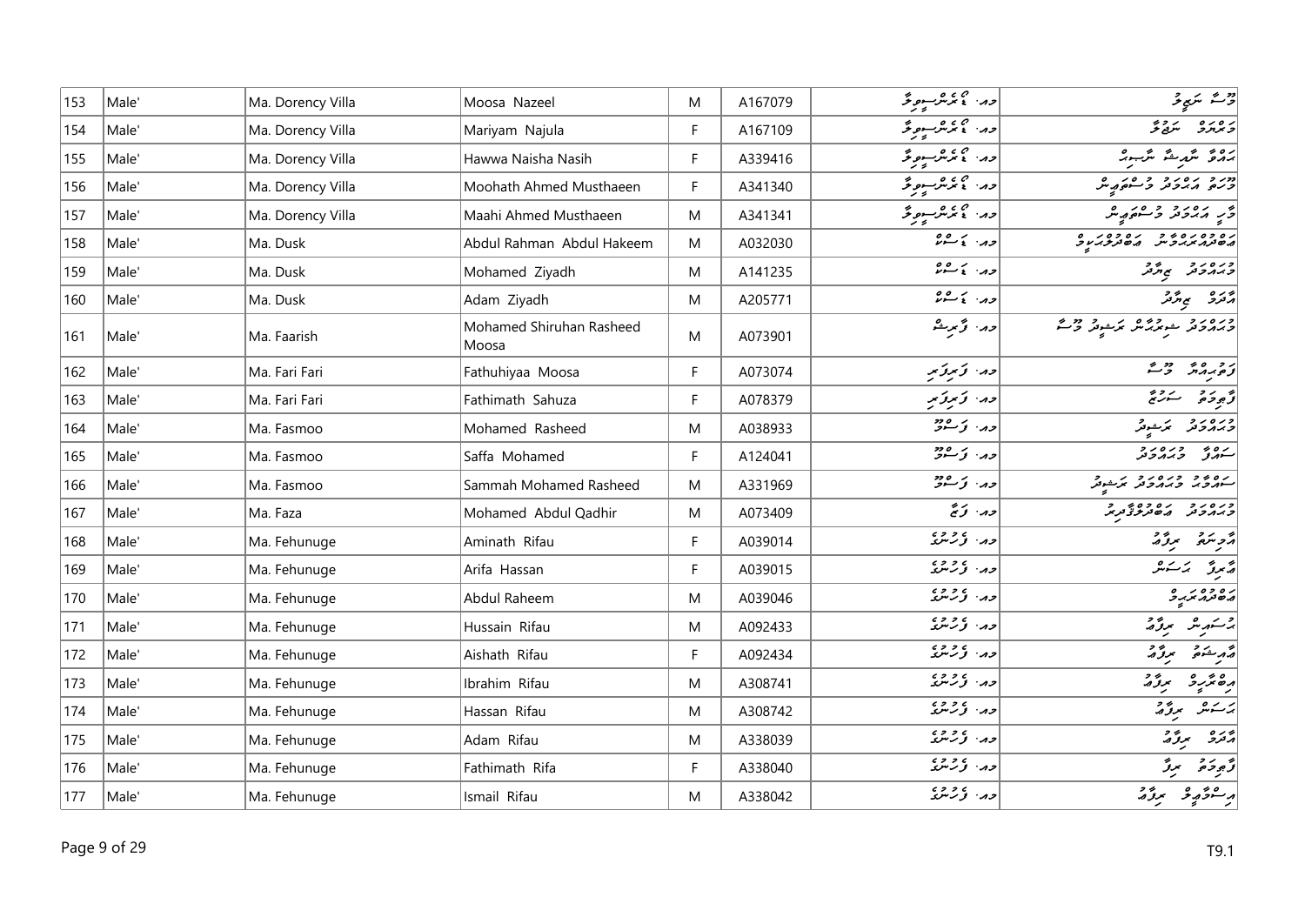| 153 | Male' | Ma. Dorency Villa | Moosa Nazeel | M | A167079 | މަ. ޑޯރެންސީވިލާ | މޫސާ ނަޒީލު |
|---|---|---|---|---|---|---|---|
| 154 | Male' | Ma. Dorency Villa | Mariyam Najula | F | A167109 | މަ. ޑޯރެންސީވިލާ | މަރިޔަމް ނަޖުލާ |
| 155 | Male' | Ma. Dorency Villa | Hawwa Naisha Nasih | F | A339416 | މަ. ޑޯރެންސީވިލާ | ޙައްވާ ނާއިޝާ ނާސިޙް |
| 156 | Male' | Ma. Dorency Villa | Moohath Ahmed Musthaeen | F | A341340 | މަ. ޑޯރެންސީވިލާ | މޫހަތު އަޙްމަދު މުސްތަޢީން |
| 157 | Male' | Ma. Dorency Villa | Maahi Ahmed Musthaeen | M | A341341 | މަ. ޑޯރެންސީވިލާ | މާހި އަޙްމަދު މުސްތަޢީން |
| 158 | Male' | Ma. Dusk | Abdul Rahman Abdul Hakeem | M | A032030 | މަ. ޑަސްކް | އަބްދުއްރަޙްމާން އަބްދުލްޙަކީމް |
| 159 | Male' | Ma. Dusk | Mohamed Ziyadh | M | A141235 | މަ. ޑަސްކް | މުޙައްމަދު ޒިޔާދު |
| 160 | Male' | Ma. Dusk | Adam Ziyadh | M | A205771 | މަ. ޑަސްކް | އާދަމް ޒިޔާދު |
| 161 | Male' | Ma. Faarish | Mohamed Shiruhan Rasheed Moosa | M | A073901 | މަ. ފާރިޝް | މުޙައްމަދު ޝިރުހާން ރަޝީދު މޫސާ |
| 162 | Male' | Ma. Fari Fari | Fathuhiyaa Moosa | F | A073074 | މަ. ފަރިފަރި | ފަތުހިޔާ މޫސާ |
| 163 | Male' | Ma. Fari Fari | Fathimath Sahuza | F | A078379 | މަ. ފަރިފަރި | ފާތިމަތު ސަހުޒާ |
| 164 | Male' | Ma. Fasmoo | Mohamed Rasheed | M | A038933 | މަ. ފަސްމޫ | މުޙައްމަދު ރަޝީދު |
| 165 | Male' | Ma. Fasmoo | Saffa Mohamed | F | A124041 | މަ. ފަސްމޫ | ސައްފާ މުޙައްމަދު |
| 166 | Male' | Ma. Fasmoo | Sammah Mohamed Rasheed | M | A331969 | މަ. ފަސްމޫ | ސައްމާޙް މުޙައްމަދު ރަޝީދު |
| 167 | Male' | Ma. Faza | Mohamed Abdul Qadhir | M | A073409 | މަ. ފަޒާ | މުޙައްމަދު އަބްދުލްޤާދިރު |
| 168 | Male' | Ma. Fehunuge | Aminath Rifau | F | A039014 | މަ. ފެހުނުގެ | އާމިނަތު ރިފާއު |
| 169 | Male' | Ma. Fehunuge | Arifa Hassan | F | A039015 | މަ. ފެހުނުގެ | އާރިފާ ޙަސަން |
| 170 | Male' | Ma. Fehunuge | Abdul Raheem | M | A039046 | މަ. ފެހުނުގެ | އަބްދުއްރަޙީމް |
| 171 | Male' | Ma. Fehunuge | Hussain Rifau | M | A092433 | މަ. ފެހުނުގެ | ޙުސައިން ރިފާއު |
| 172 | Male' | Ma. Fehunuge | Aishath Rifau | F | A092434 | މަ. ފެހުނުގެ | އާއިޝަތު ރިފާއު |
| 173 | Male' | Ma. Fehunuge | Ibrahim Rifau | M | A308741 | މަ. ފެހުނުގެ | އިބްރާހީމް ރިފާއު |
| 174 | Male' | Ma. Fehunuge | Hassan Rifau | M | A308742 | މަ. ފެހުނުގެ | ޙަސަން ރިފާއު |
| 175 | Male' | Ma. Fehunuge | Adam Rifau | M | A338039 | މަ. ފެހުނުގެ | އާދަމް ރިފާއު |
| 176 | Male' | Ma. Fehunuge | Fathimath Rifa | F | A338040 | މަ. ފެހުނުގެ | ފާތިމަތު ރިފާ |
| 177 | Male' | Ma. Fehunuge | Ismail Rifau | M | A338042 | މަ. ފެހުނުގެ | އިސްމާޢީލް ރިފާއު |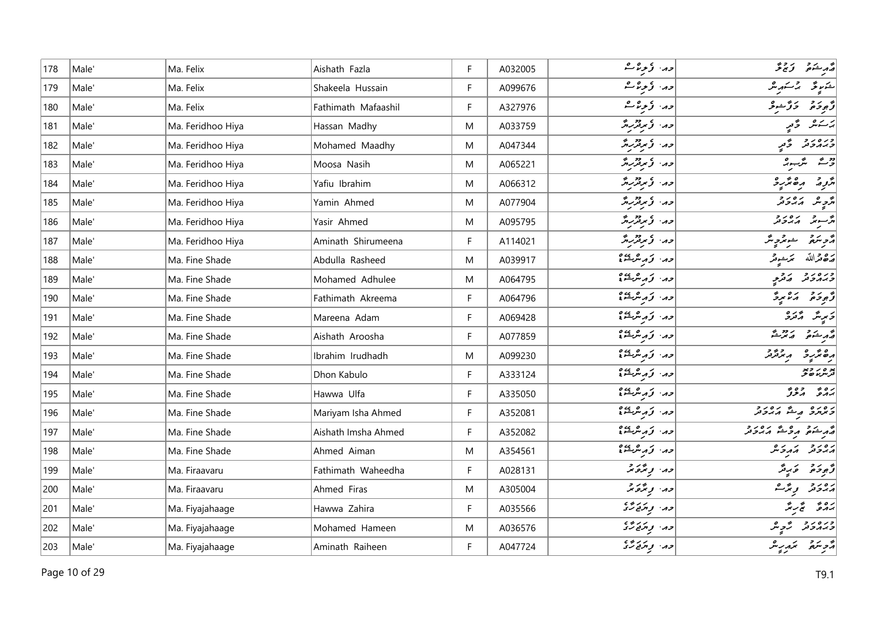| 178 | Male' | Ma. Felix | Aishath Fazla | F | A032005 | މއ. ފެލިކްސް | އައިޝަތު ފަޒުލާ |
|---|---|---|---|---|---|---|---|
| 179 | Male' | Ma. Felix | Shakeela Hussain | F | A099676 | މއ. ފެލިކްސް | ޝަކީލާ ހުސައިން |
| 180 | Male' | Ma. Felix | Fathimath Mafaashil | F | A327976 | މއ. ފެލިކްސް | ފާތިމަތު މަފާޝިލް |
| 181 | Male' | Ma. Feridhoo Hiya | Hassan Madhy | M | A033759 | މއ. ފެރިދޫހިޔާ | ހަސަން މާދީ |
| 182 | Male' | Ma. Feridhoo Hiya | Mohamed Maadhy | M | A047344 | މއ. ފެރިދޫހިޔާ | މުހައްމަދު މާދީ |
| 183 | Male' | Ma. Feridhoo Hiya | Moosa Nasih | M | A065221 | މއ. ފެރިދޫހިޔާ | މޫސާ ނާސިހު |
| 184 | Male' | Ma. Feridhoo Hiya | Yafiu Ibrahim | M | A066312 | މއ. ފެރިދޫހިޔާ | ޔާފިއު އިބްރާހީމް |
| 185 | Male' | Ma. Feridhoo Hiya | Yamin Ahmed | M | A077904 | މއ. ފެރިދޫހިޔާ | ޔާމިން އަހްމަދު |
| 186 | Male' | Ma. Feridhoo Hiya | Yasir Ahmed | M | A095795 | މއ. ފެރިދޫހިޔާ | ޔާސިރު އަހްމަދު |
| 187 | Male' | Ma. Feridhoo Hiya | Aminath Shirumeena | F | A114021 | މއ. ފެރިދޫހިޔާ | އާމިނަތު ޝިރުމީނާ |
| 188 | Male' | Ma. Fine Shade | Abdulla Rasheed | M | A039917 | މއ. ފައިންޝޭޑް | އަބްދުﷲ ރަޝީދު |
| 189 | Male' | Ma. Fine Shade | Mohamed Adhulee | M | A064795 | މއ. ފައިންޝޭޑް | މުހައްމަދު އަދުލީ |
| 190 | Male' | Ma. Fine Shade | Fathimath Akreema | F | A064796 | މއ. ފައިންޝޭޑް | ފާތިމަތު އަކްރީމާ |
| 191 | Male' | Ma. Fine Shade | Mareena Adam | F | A069428 | މއ. ފައިންޝޭޑް | މަރީނާ އާދަމް |
| 192 | Male' | Ma. Fine Shade | Aishath Aroosha | F | A077859 | މއ. ފައިންޝޭޑް | އައިޝަތު އަރޫޝާ |
| 193 | Male' | Ma. Fine Shade | Ibrahim Irudhadh | M | A099230 | މއ. ފައިންޝޭޑް | އިބްރާހީމް އިރުދަދު |
| 194 | Male' | Ma. Fine Shade | Dhon Kabulo | F | A333124 | މއ. ފައިންޝޭޑް | ދޮންކަބުލޯ |
| 195 | Male' | Ma. Fine Shade | Hawwa Ulfa | F | A335050 | މއ. ފައިންޝޭޑް | ހައްވާ އުލްފާ |
| 196 | Male' | Ma. Fine Shade | Mariyam Isha Ahmed | F | A352081 | މއ. ފައިންޝޭޑް | މަރިޔަމް އީޝާ އަހްމަދު |
| 197 | Male' | Ma. Fine Shade | Aishath Imsha Ahmed | F | A352082 | މއ. ފައިންޝޭޑް | އައިޝަތު އިމްޝާ އަހްމަދު |
| 198 | Male' | Ma. Fine Shade | Ahmed Aiman | M | A354561 | މއ. ފައިންޝޭޑް | އަހްމަދު އައިމަން |
| 199 | Male' | Ma. Firaavaru | Fathimath Waheedha | F | A028131 | މއ. ފިރާވަރު | ފާތިމަތު ވަހީދާ |
| 200 | Male' | Ma. Firaavaru | Ahmed Firas | M | A305004 | މއ. ފިރާވަރު | އަހްމަދު ފިރާސް |
| 201 | Male' | Ma. Fiyajahaage | Hawwa Zahira | F | A035566 | މއ. ފިޔަޖަހާގެ | ހައްވާ ޒާހިރާ |
| 202 | Male' | Ma. Fiyajahaage | Mohamed Hameen | M | A036576 | މއ. ފިޔަޖަހާގެ | މުހައްމަދު ހާމިން |
| 203 | Male' | Ma. Fiyajahaage | Aminath Raiheen | F | A047724 | މއ. ފިޔަޖަހާގެ | އާމިނަތު ރައިހީން |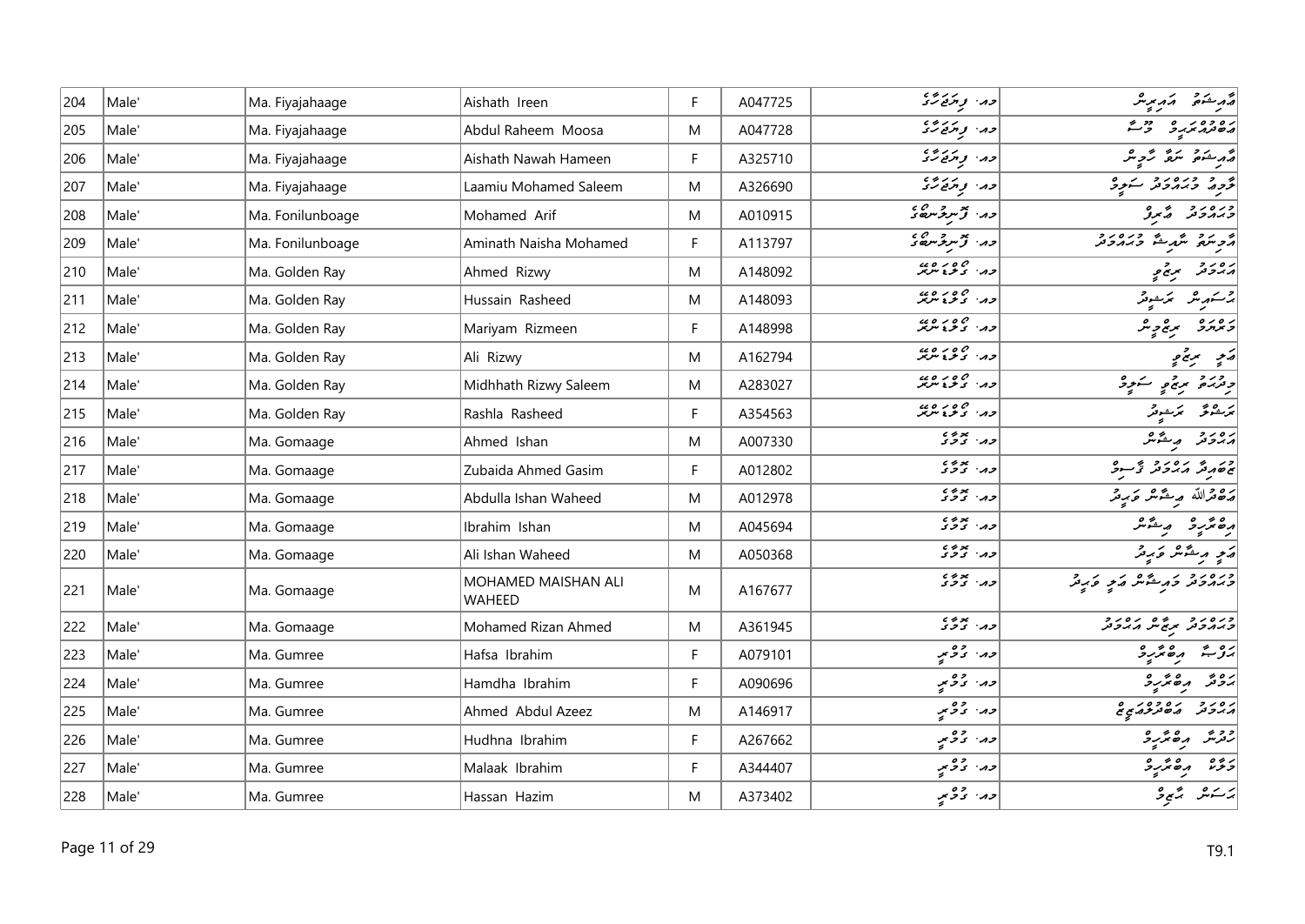| 204 | Male' | Ma. Fiyajahaage | Aishath Ireen | F | A047725 | މއ. ފިޔަޖަހާގެ | އާއިޝަތު އައިރީން |
|---|---|---|---|---|---|---|---|
| 205 | Male' | Ma. Fiyajahaage | Abdul Raheem Moosa | M | A047728 | މއ. ފިޔަޖަހާގެ | އަބްދުއްރަޙީމް މޫސާ |
| 206 | Male' | Ma. Fiyajahaage | Aishath Nawah Hameen | F | A325710 | މއ. ފިޔަޖަހާގެ | އާއިޝަތު ނަވާހް ހާމީން |
| 207 | Male' | Ma. Fiyajahaage | Laamiu Mohamed Saleem | M | A326690 | މއ. ފިޔަޖަހާގެ | ލާމިއު މުޙައްމަދު ސަލީމް |
| 208 | Male' | Ma. Fonilunboage | Mohamed Arif | M | A010915 | މއ. ފޮނިލުނބޯގެ | މުޙައްމަދު އާރިފު |
| 209 | Male' | Ma. Fonilunboage | Aminath Naisha Mohamed | F | A113797 | މއ. ފޮނިލުނބޯގެ | އާމިނަތު ނާއިޝާ މުޙައްމަދު |
| 210 | Male' | Ma. Golden Ray | Ahmed Rizwy | M | A148092 | މއ. ގޯލްޑަން ރޭ | އަޙްމަދު ރިޒްވީ |
| 211 | Male' | Ma. Golden Ray | Hussain Rasheed | M | A148093 | މއ. ގޯލްޑަން ރޭ | ޙުސައިން ރަޝީދު |
| 212 | Male' | Ma. Golden Ray | Mariyam Rizmeen | F | A148998 | މއ. ގޯލްޑަން ރޭ | މަރިޔަމް ރިޒްމީން |
| 213 | Male' | Ma. Golden Ray | Ali Rizwy | M | A162794 | މއ. ގޯލްޑަން ރޭ | އަލި ރިޒްވީ |
| 214 | Male' | Ma. Golden Ray | Midhhath Rizwy Saleem | M | A283027 | މއ. ގޯލްޑަން ރޭ | މިދްޙަތު ރިޒްވީ ސަލީމް |
| 215 | Male' | Ma. Golden Ray | Rashla Rasheed | F | A354563 | މއ. ގޯލްޑަން ރޭ | ރަޝްލާ ރަޝީދު |
| 216 | Male' | Ma. Gomaage | Ahmed Ishan | M | A007330 | މއ. ގޯމާގެ | އަޙްމަދު އިޝާން |
| 217 | Male' | Ma. Gomaage | Zubaida Ahmed Gasim | F | A012802 | މއ. ގޯމާގެ | ޒުބައިދާ އަޙްމަދު ޤާސިމް |
| 218 | Male' | Ma. Gomaage | Abdulla Ishan Waheed | M | A012978 | މއ. ގޯމާގެ | އަބްދުﷲ އިޝާން ވަޙީދު |
| 219 | Male' | Ma. Gomaage | Ibrahim Ishan | M | A045694 | މއ. ގޯމާގެ | އިބްރާހީމް އިޝާން |
| 220 | Male' | Ma. Gomaage | Ali Ishan Waheed | M | A050368 | މއ. ގޯމާގެ | އަލި އިޝާން ވަޙީދު |
| 221 | Male' | Ma. Gomaage | MOHAMED MAISHAN ALI WAHEED | M | A167677 | މއ. ގޯމާގެ | މުޙައްމަދު މައިޝާން އަލި ވަޙީދު |
| 222 | Male' | Ma. Gomaage | Mohamed Rizan Ahmed | M | A361945 | މއ. ގޯމާގެ | މުޙައްމަދު ރިޒާން އަޙްމަދު |
| 223 | Male' | Ma. Gumree | Hafsa Ibrahim | F | A079101 | މއ. ގުމްރީ | ހަފްސާ އިބްރާހީމް |
| 224 | Male' | Ma. Gumree | Hamdha Ibrahim | F | A090696 | މއ. ގުމްރީ | ހަމްދާ އިބްރާހީމް |
| 225 | Male' | Ma. Gumree | Ahmed Abdul Azeez | M | A146917 | މއ. ގުމްރީ | އަޙްމަދު އަބްދުލްޢަޒީޒް |
| 226 | Male' | Ma. Gumree | Hudhna Ibrahim | F | A267662 | މއ. ގުމްރީ | ހުދްނާ އިބްރާހީމް |
| 227 | Male' | Ma. Gumree | Malaak Ibrahim | F | A344407 | މއ. ގުމްރީ | މަލާކް އިބްރާހީމް |
| 228 | Male' | Ma. Gumree | Hassan Hazim | M | A373402 | މއ. ގުމްރީ | ހަސަން ހާޒިމް |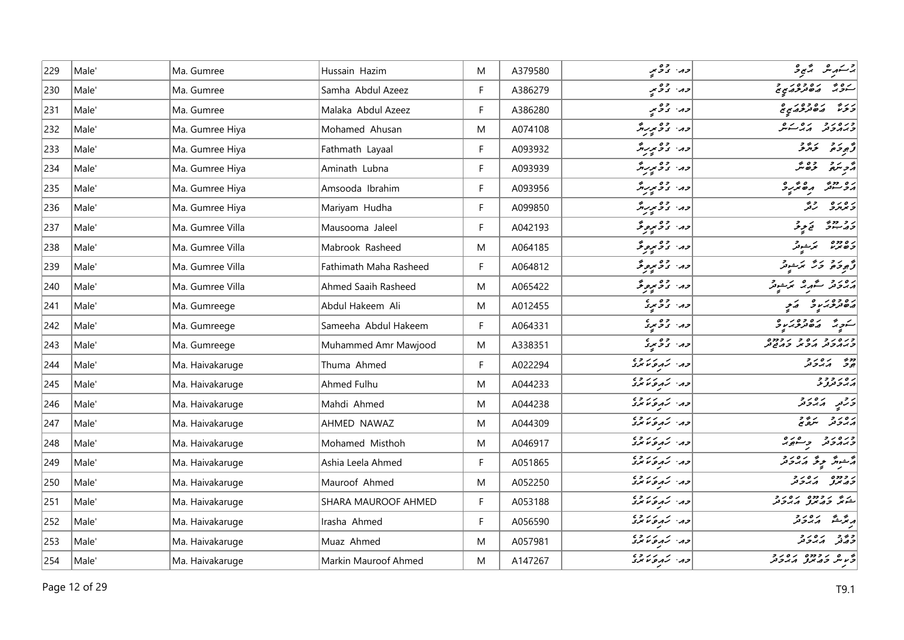| 229 | Male' | Ma. Gumree | Hussain Hazim | M | A379580 | މއ. ގުމްރީ | ހުސައިން ހާޒިމް |
|---|---|---|---|---|---|---|---|
| 230 | Male' | Ma. Gumree | Samha Abdul Azeez | F | A386279 | މއ. ގުމްރީ | ސަމްހާ އަބްދުލްއަޒީޒު |
| 231 | Male' | Ma. Gumree | Malaka Abdul Azeez | F | A386280 | މއ. ގުމްރީ | މަލަކާ އަބްދުލްއަޒީޒު |
| 232 | Male' | Ma. Gumree Hiya | Mohamed Ahusan | M | A074108 | މއ. ގުމްރީހިޔާ | މުހައްމަދު އަހުސަން |
| 233 | Male' | Ma. Gumree Hiya | Fathmath Layaal | F | A093932 | މއ. ގުމްރީހިޔާ | ފާތިމަތު ލަޔާލް |
| 234 | Male' | Ma. Gumree Hiya | Aminath Lubna | F | A093939 | މއ. ގުމްރީހިޔާ | އާމިނަތު ލުބްނާ |
| 235 | Male' | Ma. Gumree Hiya | Amsooda Ibrahim | F | A093956 | މއ. ގުމްރީހިޔާ | އަމްސޫދާ އިބްރާހިމް |
| 236 | Male' | Ma. Gumree Hiya | Mariyam Hudha | F | A099850 | މއ. ގުމްރީހިޔާ | މަރިޔަމް ހުދާ |
| 237 | Male' | Ma. Gumree Villa | Mausooma Jaleel | F | A042193 | މއ. ގުމްރީވިލާ | މައުސޫމާ ޖަލީލް |
| 238 | Male' | Ma. Gumree Villa | Mabrook Rasheed | M | A064185 | މއ. ގުމްރީވިލާ | މަބްރޫކް ރަޝީދު |
| 239 | Male' | Ma. Gumree Villa | Fathimath Maha Rasheed | F | A064812 | މއ. ގުމްރީވިލާ | ފާތިމަތު މަހާ ރަޝީދު |
| 240 | Male' | Ma. Gumree Villa | Ahmed Saaih Rasheed | M | A065422 | މއ. ގުމްރީވިލާ | އަހުމަދު ސާއިހް ރަޝީދު |
| 241 | Male' | Ma. Gumreege | Abdul Hakeem Ali | M | A012455 | މއ. ގުމްރީގެ | އަބްދުލްހަކީމް ޢަލީ |
| 242 | Male' | Ma. Gumreege | Sameeha Abdul Hakeem | F | A064331 | މއ. ގުމްރީގެ | ސަމީހާ އަބްދުލްހަކީމް |
| 243 | Male' | Ma. Gumreege | Muhammed Amr Mawjood | M | A338351 | މއ. ގުމްރީގެ | މުހައްމަދު އަމްރު މައުޖޫދު |
| 244 | Male' | Ma. Haivakaruge | Thuma Ahmed | F | A022294 | މއ. ހައިވަކަރުގެ | ތޫމާ އަހުމަދު |
| 245 | Male' | Ma. Haivakaruge | Ahmed Fulhu | M | A044233 | މއ. ހައިވަކަރުގެ | އަހުމަދުފުޅު |
| 246 | Male' | Ma. Haivakaruge | Mahdi Ahmed | M | A044238 | މއ. ހައިވަކަރުގެ | މަހްދީ އަހުމަދު |
| 247 | Male' | Ma. Haivakaruge | AHMED NAWAZ | M | A044309 | މއ. ހައިވަކަރުގެ | އަހުމަދު ނަވާޒު |
| 248 | Male' | Ma. Haivakaruge | Mohamed Misthoh | M | A046917 | މއ. ހައިވަކަރުގެ | މުހައްމަދު މިސްތޯހު |
| 249 | Male' | Ma. Haivakaruge | Ashia Leela Ahmed | F | A051865 | މއ. ހައިވަކަރުގެ | އާޝިޔާ ލީލާ އަހުމަދު |
| 250 | Male' | Ma. Haivakaruge | Mauroof Ahmed | M | A052250 | މއ. ހައިވަކަރުގެ | މައުރޫފް އަހުމަދު |
| 251 | Male' | Ma. Haivakaruge | SHARA MAUROOF AHMED | F | A053188 | މއ. ހައިވަކަރުގެ | ޝަރާ މައުރޫފް އަހުމަދު |
| 252 | Male' | Ma. Haivakaruge | Irasha Ahmed | F | A056590 | މއ. ހައިވަކަރުގެ | އިރާޝާ އަހުމަދު |
| 253 | Male' | Ma. Haivakaruge | Muaz Ahmed | M | A057981 | މއ. ހައިވަކަރުގެ | މުޢާޒު އަހުމަދު |
| 254 | Male' | Ma. Haivakaruge | Markin Mauroof Ahmed | M | A147267 | މއ. ހައިވަކަރުގެ | މާކިން މައުރޫފް އަހުމަދު |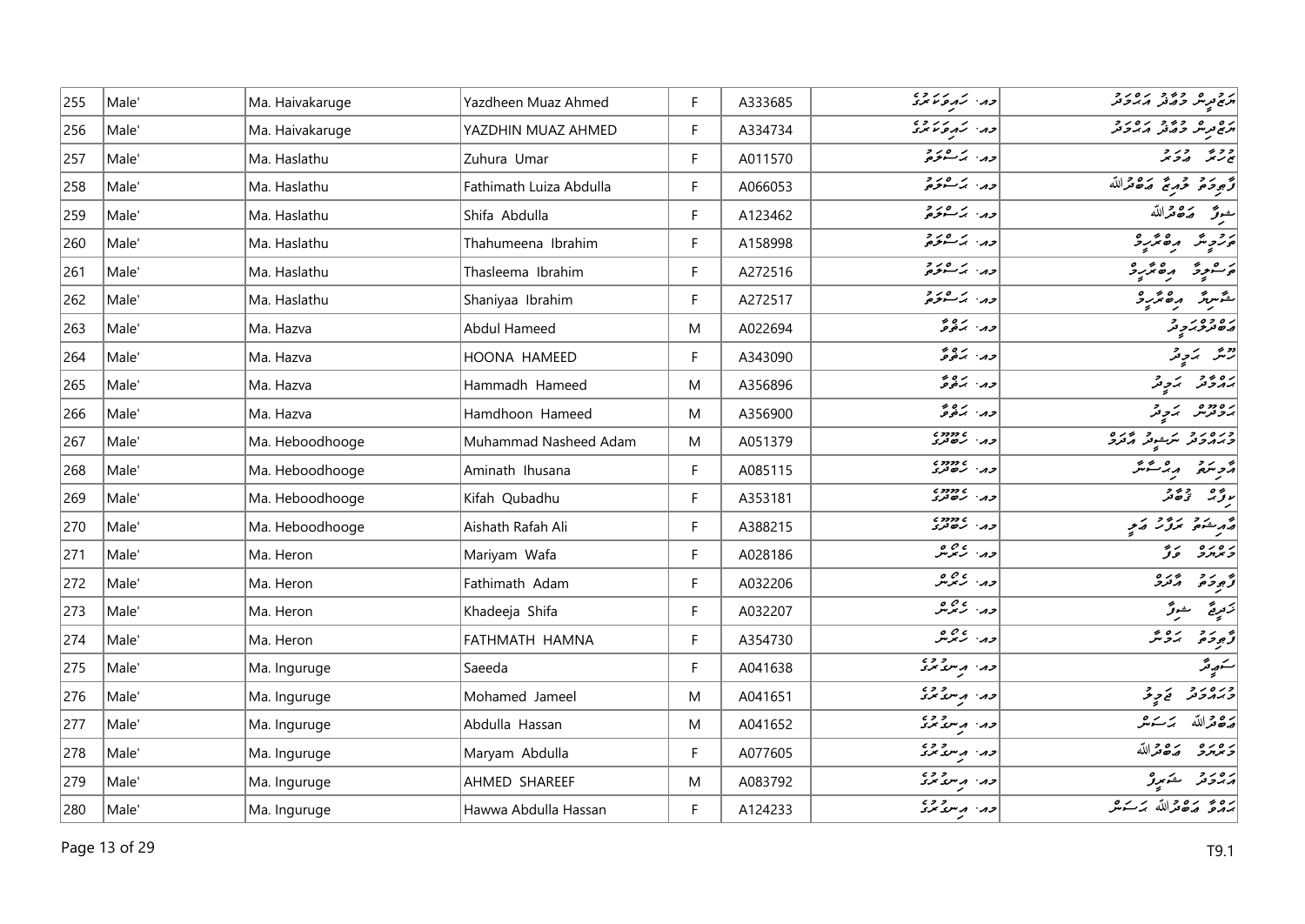| 255 | Male' | Ma. Haivakaruge | Yazdheen Muaz Ahmed | F | A333685 | މއ. ހައިވަކަރުގެ | ޔަޒްދީން މުޢާޒު އަޙްމަދު |
|---|---|---|---|---|---|---|---|
| 256 | Male' | Ma. Haivakaruge | YAZDHIN MUAZ AHMED | F | A334734 | މއ. ހައިވަކަރުގެ | ޔަޒްދިން މުޢާޒު އަޙްމަދު |
| 257 | Male' | Ma. Haslathu | Zuhura Umar | F | A011570 | މއ. ހަސްލަތު | ޒުހުރާ ޢުމަރު |
| 258 | Male' | Ma. Haslathu | Fathimath Luiza Abdulla | F | A066053 | މއ. ހަސްލަތު | ފާތިމަތު ލުއިޒާ ޢަބްދުﷲ |
| 259 | Male' | Ma. Haslathu | Shifa Abdulla | F | A123462 | މއ. ހަސްލަތު | ޝިފާ ޢަބްދުﷲ |
| 260 | Male' | Ma. Haslathu | Thahumeena Ibrahim | F | A158998 | މއ. ހަސްލަތު | ތަހުމީނާ އިބްރާހީމް |
| 261 | Male' | Ma. Haslathu | Thasleema Ibrahim | F | A272516 | މއ. ހަސްލަތު | ތަސްލީމާ އިބްރާހީމް |
| 262 | Male' | Ma. Haslathu | Shaniyaa Ibrahim | F | A272517 | މއ. ހަސްލަތު | ޝާނިޔާ އިބްރާހީމް |
| 263 | Male' | Ma. Hazva | Abdul Hameed | M | A022694 | މއ. ހަޒްވާ | ޢަބްދުލްހަމީދު |
| 264 | Male' | Ma. Hazva | HOONA HAMEED | F | A343090 | މއ. ހަޒްވާ | ހޫނާ ހަމީދު |
| 265 | Male' | Ma. Hazva | Hammadh Hameed | M | A356896 | މއ. ހަޒްވާ | ހައްމާދު ހަމީދު |
| 266 | Male' | Ma. Hazva | Hamdhoon Hameed | M | A356900 | މއ. ހަޒްވާ | ހަމްދޫން ހަމީދު |
| 267 | Male' | Ma. Heboodhooge | Muhammad Nasheed Adam | M | A051379 | މއ.ހެބޫދޫގެ | މުޙައްމަދު ނަޝީދު އާދަމް |
| 268 | Male' | Ma. Heboodhooge | Aminath Ihusana | F | A085115 | މއ. ހެބޫދޫގެ | އާމިނަތު އިހުސާނާ |
| 269 | Male' | Ma. Heboodhooge | Kifah Qubadhu | F | A353181 | މއ. ހެބޫދޫގެ | ކިފާޙް ޤުބާދު |
| 270 | Male' | Ma. Heboodhooge | Aishath Rafah Ali | F | A388215 | މއ. ހެބޫދޫގެ | ޢާއިޝަތު ރަފާހް ޢަލި |
| 271 | Male' | Ma. Heron | Mariyam Wafa | F | A028186 | މއ. ހެރޮން | މަރިޔަމް ވަފާ |
| 272 | Male' | Ma. Heron | Fathimath Adam | F | A032206 | މއ. ހެރޮން | ފާތިމަތު އާދަމް |
| 273 | Male' | Ma. Heron | Khadeeja Shifa | F | A032207 | މއ. ހެރޮން | ޚަދީޖާ ޝިފާ |
| 274 | Male' | Ma. Heron | FATHMATH HAMNA | F | A354730 | މއ. ހެރޮން | ފާތިމަތު ހަމްނާ |
| 275 | Male' | Ma. Inguruge | Saeeda | F | A041638 | މއ. އިނގުރުގެ | ސަޢީދާ |
| 276 | Male' | Ma. Inguruge | Mohamed Jameel | M | A041651 | މއ. އިނގުރުގެ | މުޙައްމަދު ޖަމީލް |
| 277 | Male' | Ma. Inguruge | Abdulla Hassan | M | A041652 | މއ. އިނގުރުގެ | ޢަބްދުﷲ ހަސަން |
| 278 | Male' | Ma. Inguruge | Maryam Abdulla | F | A077605 | މއ. އިނގުރުގެ | މަރްޔަމް ޢަބްދުﷲ |
| 279 | Male' | Ma. Inguruge | AHMED SHAREEF | M | A083792 | މއ. އިނގުރުގެ | އަޙްމަދު ޝަރީފް |
| 280 | Male' | Ma. Inguruge | Hawwa Abdulla Hassan | F | A124233 | މއ. އިނގުރުގެ | ހައްވާ ޢަބްދުﷲ ހަސަން |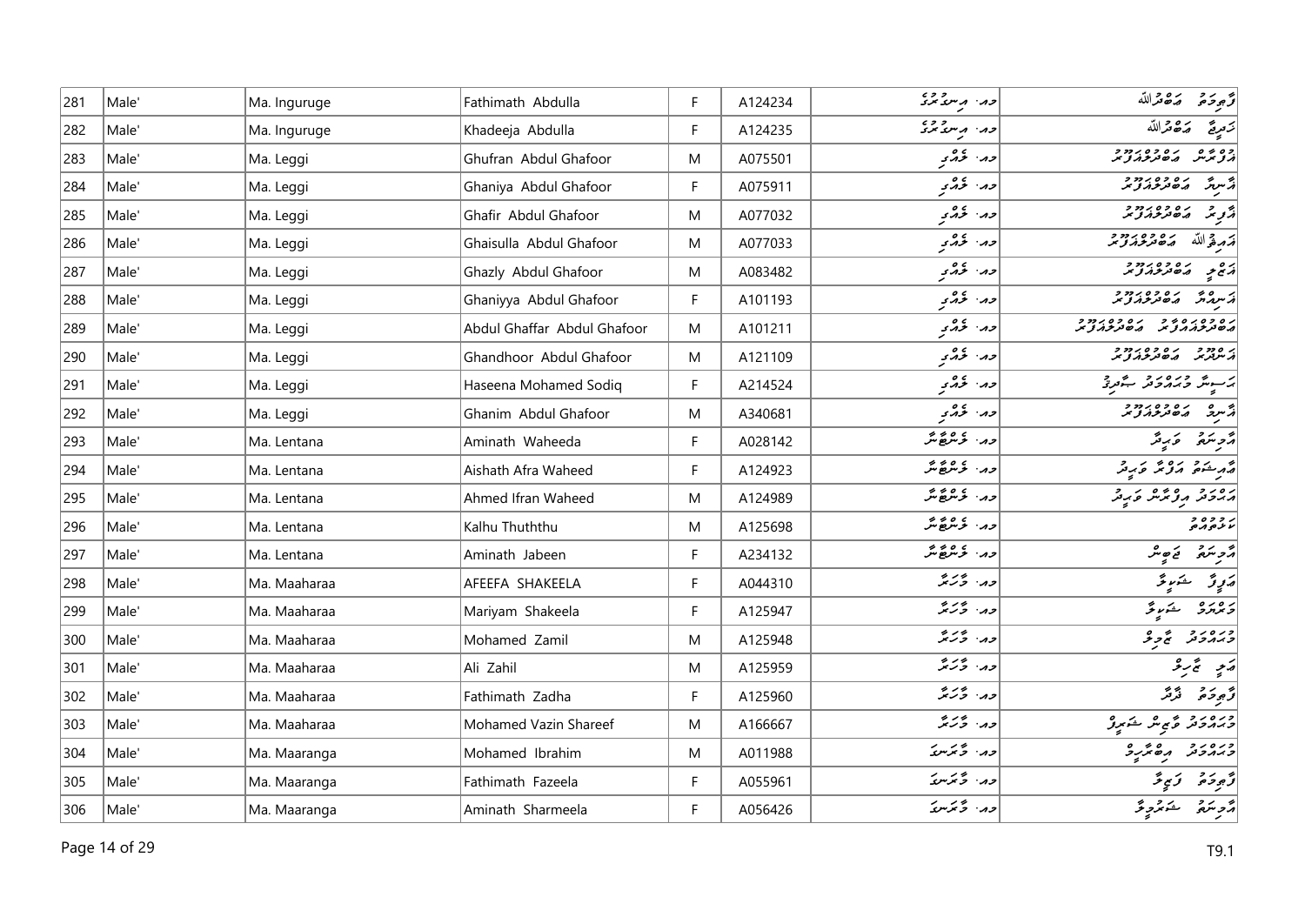| 281 | Male' | Ma. Inguruge | Fathimath Abdulla | F | A124234 | މއ. އިނގުރުގެ | ފާތިމަތު އަބްދުﷲ |
|---|---|---|---|---|---|---|---|
| 282 | Male' | Ma. Inguruge | Khadeeja Abdulla | F | A124235 | މއ. އިނގުރުގެ | ޚަދީޖާ އަބްދުﷲ |
| 283 | Male' | Ma. Leggi | Ghufran Abdul Ghafoor | M | A075501 | މއ. ލެއްގި | ޣުފްރާން އަބްދުލްޣަފޫރު |
| 284 | Male' | Ma. Leggi | Ghaniya Abdul Ghafoor | F | A075911 | މއ. ލެއްގި | ޣާނިޔާ އަބްދުލްޣަފޫރު |
| 285 | Male' | Ma. Leggi | Ghafir Abdul Ghafoor | M | A077032 | މއ. ލެއްގި | ޣާފިރު އަބްދުލްޣަފޫރު |
| 286 | Male' | Ma. Leggi | Ghaisulla Abdul Ghafoor | M | A077033 | މއ. ލެއްގި | ޣައިޘުﷲ އަބްދުލްޣަފޫރު |
| 287 | Male' | Ma. Leggi | Ghazly Abdul Ghafoor | M | A083482 | މއ. ލެއްގި | ޣަޒްލީ އަބްދުލްޣަފޫރު |
| 288 | Male' | Ma. Leggi | Ghaniyya Abdul Ghafoor | F | A101193 | މއ. ލެއްގި | ޣަނިއްޔާ އަބްދުލްޣަފޫރު |
| 289 | Male' | Ma. Leggi | Abdul Ghaffar Abdul Ghafoor | M | A101211 | މއ. ލެއްގި | އަބްދުލްޣައްފާރު އަބްދުލްޣަފޫރު |
| 290 | Male' | Ma. Leggi | Ghandhoor Abdul Ghafoor | M | A121109 | މއ. ލެއްގި | ޣަންދޫރު އަބްދުލްޣަފޫރު |
| 291 | Male' | Ma. Leggi | Haseena Mohamed Sodiq | F | A214524 | މއ. ލެއްގި | ހަސީނާ މުހައްމަދު ޞާދިޤު |
| 292 | Male' | Ma. Leggi | Ghanim Abdul Ghafoor | M | A340681 | މއ. ލެއްގި | ޣާނިމް އަބްދުލްޣަފޫރު |
| 293 | Male' | Ma. Lentana | Aminath Waheeda | F | A028142 | މއ. ލެންޓަނާ | އާމިނަތު ވަޙީދާ |
| 294 | Male' | Ma. Lentana | Aishath Afra Waheed | F | A124923 | މއ. ލެންޓަނާ | އާއިޝަތު އަފްރާ ވަޙީދު |
| 295 | Male' | Ma. Lentana | Ahmed Ifran Waheed | M | A124989 | މއ. ލެންޓަނާ | އަޙްމަދު އިފްރާން ވަޙީދު |
| 296 | Male' | Ma. Lentana | Kalhu Thuththu | M | A125698 | މއ. ލެންޓަނާ | ކަޅުތުއްތު |
| 297 | Male' | Ma. Lentana | Aminath Jabeen | F | A234132 | މއ. ލެންޓަނާ | އާމިނަތު ޖަބީން |
| 298 | Male' | Ma. Maaharaa | AFEEFA SHAKEELA | F | A044310 | މއ. މާހަރާ | އަފީފާ ޝަކީލާ |
| 299 | Male' | Ma. Maaharaa | Mariyam Shakeela | F | A125947 | މއ. މާހަރާ | މަރްޔަމް ޝަކީލާ |
| 300 | Male' | Ma. Maaharaa | Mohamed Zamil | M | A125948 | މއ. މާހަރާ | މުހައްމަދު ޒާމިލް |
| 301 | Male' | Ma. Maaharaa | Ali Zahil | M | A125959 | މއ. މާހަރާ | އަލީ ޒާހިލް |
| 302 | Male' | Ma. Maaharaa | Fathimath Zadha | F | A125960 | މއ. މާހަރާ | ފާތިމަތު ޒާދާ |
| 303 | Male' | Ma. Maaharaa | Mohamed Vazin Shareef | M | A166667 | މއ. މާހަރާ | މުހައްމަދު ވާޒިން ޝަރީފް |
| 304 | Male' | Ma. Maaranga | Mohamed Ibrahim | M | A011988 | މއ. މާރަނގަ | މުހައްމަދު އިބްރާހީމް |
| 305 | Male' | Ma. Maaranga | Fathimath Fazeela | F | A055961 | މއ. މާރަނގަ | ފާތިމަތު ފަޟީލާ |
| 306 | Male' | Ma. Maaranga | Aminath Sharmeela | F | A056426 | މއ. މާރަނގަ | އާމިނަތު ޝަރްމީލާ |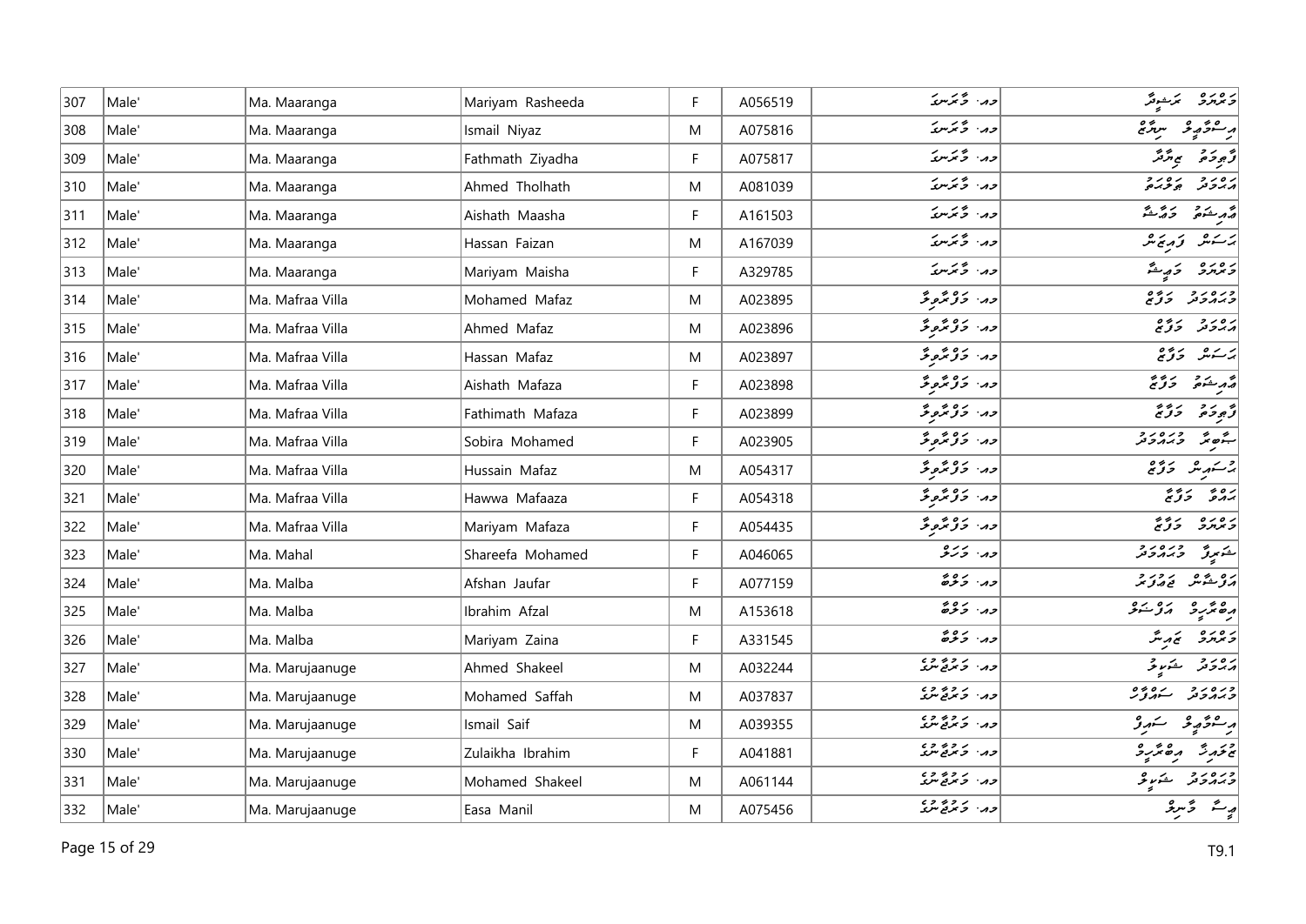| 307 | Male' | Ma. Maaranga | Mariyam Rasheeda | F | A056519 | މއ. މާރަނގަ | މަރިޔަމް ރަޝީދާ |
|---|---|---|---|---|---|---|---|
| 308 | Male' | Ma. Maaranga | Ismail Niyaz | M | A075816 | މއ. މާރަނގަ | އިސްމާޢީލް ނިޔާޒް |
| 309 | Male' | Ma. Maaranga | Fathmath Ziyadha | F | A075817 | މއ. މާރަނގަ | ފާތިމަތު ޒިޔާދާ |
| 310 | Male' | Ma. Maaranga | Ahmed Tholhath | M | A081039 | މއ. މާރަނގަ | އަޙްމަދު ތޮޅަތު |
| 311 | Male' | Ma. Maaranga | Aishath Maasha | F | A161503 | މއ. މާރަނގަ | އާއިޝަތު މާއިޝާ |
| 312 | Male' | Ma. Maaranga | Hassan Faizan | M | A167039 | މއ. މާރަނގަ | ޙަސަން ފައިޒާން |
| 313 | Male' | Ma. Maaranga | Mariyam Maisha | F | A329785 | މއ. މާރަނގަ | މަރިޔަމް މައިޝާ |
| 314 | Male' | Ma. Mafraa Villa | Mohamed Mafaz | M | A023895 | މއ. މަފްރާވިލާ | މުޙައްމަދު މަފާޒް |
| 315 | Male' | Ma. Mafraa Villa | Ahmed Mafaz | M | A023896 | މއ. މަފްރާވިލާ | އަޙްމަދު މަފާޒް |
| 316 | Male' | Ma. Mafraa Villa | Hassan Mafaz | M | A023897 | މއ. މަފްރާވިލާ | ޙަސަން މަފާޒް |
| 317 | Male' | Ma. Mafraa Villa | Aishath Mafaza | F | A023898 | މއ. މަފްރާވިލާ | އާއިޝަތު މަފާޒާ |
| 318 | Male' | Ma. Mafraa Villa | Fathimath Mafaza | F | A023899 | މއ. މަފްރާވިލާ | ފާތިމަތު މަފާޒާ |
| 319 | Male' | Ma. Mafraa Villa | Sobira Mohamed | F | A023905 | މއ. މަފްރާވިލާ | ޞާބިރާ މުޙައްމަދު |
| 320 | Male' | Ma. Mafraa Villa | Hussain Mafaz | M | A054317 | މއ. މަފްރާވިލާ | ޙުސައިން މަފާޒް |
| 321 | Male' | Ma. Mafraa Villa | Hawwa Mafaaza | F | A054318 | މއ. މަފްރާވިލާ | ޙައްވާ މަފާޒާ |
| 322 | Male' | Ma. Mafraa Villa | Mariyam Mafaza | F | A054435 | މއ. މަފްރާވިލާ | މަރިޔަމް މަފާޒާ |
| 323 | Male' | Ma. Mahal | Shareefa Mohamed | F | A046065 | މއ. މަހަލް | ޝަރީފާ މުޙައްމަދު |
| 324 | Male' | Ma. Malba | Afshan Jaufar | F | A077159 | މއ. މަލްބާ | އަފްޝާން ޖައުފަރު |
| 325 | Male' | Ma. Malba | Ibrahim Afzal | M | A153618 | މއ. މަލްބާ | އިބްރާހީމް އަފްޟަލް |
| 326 | Male' | Ma. Malba | Mariyam Zaina | F | A331545 | މއ. މަލްބާ | މަރިޔަމް ޒައިނާ |
| 327 | Male' | Ma. Marujaanuge | Ahmed Shakeel | M | A032244 | މއ. މަރުޖާނުގެ | އަޙްމަދު ޝަކީލް |
| 328 | Male' | Ma. Marujaanuge | Mohamed Saffah | M | A037837 | މއ. މަރުޖާނުގެ | މުޙައްމަދު ސައްފާޙް |
| 329 | Male' | Ma. Marujaanuge | Ismail Saif | M | A039355 | މއ. މަރުޖާނުގެ | އިސްމާޢީލް ސައިފް |
| 330 | Male' | Ma. Marujaanuge | Zulaikha Ibrahim | F | A041881 | މއ. މަރުޖާނުގެ | ޒުލައިޚާ އިބްރާހީމް |
| 331 | Male' | Ma. Marujaanuge | Mohamed Shakeel | M | A061144 | މއ. މަރުޖާނުގެ | މުޙައްމަދު ޝަކީލް |
| 332 | Male' | Ma. Marujaanuge | Easa Manil | M | A075456 | މއ. މަރުޖާނުގެ | ޢީސާ މާނިލް |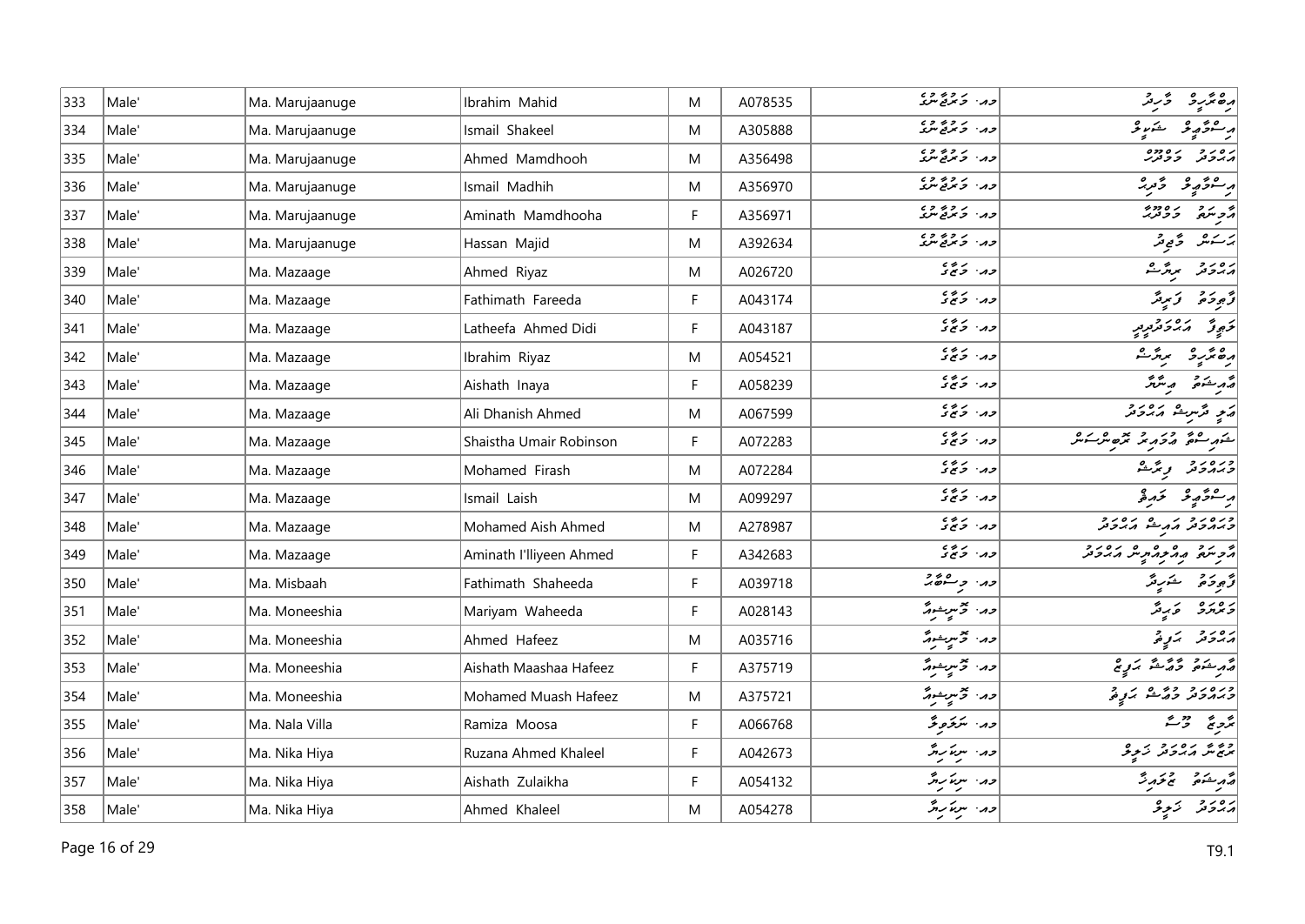| 333 | Male' | Ma. Marujaanuge | Ibrahim Mahid | M | A078535 | މއ. މަރުޖާނުގެ | އިބްރާހީމް މާހިދު |
|---|---|---|---|---|---|---|---|
| 334 | Male' | Ma. Marujaanuge | Ismail Shakeel | M | A305888 | މއ. މަރުޖާނުގެ | އިސްމާއީލް ޝަކީލް |
| 335 | Male' | Ma. Marujaanuge | Ahmed Mamdhooh | M | A356498 | މއ. މަރުޖާނުގެ | އަޙްމަދު މަމްދޫޙް |
| 336 | Male' | Ma. Marujaanuge | Ismail Madhih | M | A356970 | މއ. މަރުޖާނުގެ | އިސްމާއީލް މާދިޙް |
| 337 | Male' | Ma. Marujaanuge | Aminath Mamdhooha | F | A356971 | މއ. މަރުޖާނުގެ | އާމިނަތު މަމްދޫޙާ |
| 338 | Male' | Ma. Marujaanuge | Hassan Majid | M | A392634 | މއ. މަރުޖާނުގެ | ޙަސަން މާޖިދު |
| 339 | Male' | Ma. Mazaage | Ahmed Riyaz | M | A026720 | މއ. މަޒާގެ | އަޙްމަދު ރިޔާޒް |
| 340 | Male' | Ma. Mazaage | Fathimath Fareeda | F | A043174 | މއ. މަޒާގެ | ފާތިމަތު ފަރީދާ |
| 341 | Male' | Ma. Mazaage | Latheefa Ahmed Didi | F | A043187 | މއ. މަޒާގެ | ލަތީފާ އަޙްމަދުދީދީ |
| 342 | Male' | Ma. Mazaage | Ibrahim Riyaz | M | A054521 | މއ. މަޒާގެ | އިބްރާހީމް ރިޔާޒް |
| 343 | Male' | Ma. Mazaage | Aishath Inaya | F | A058239 | މއ. މަޒާގެ | އައިށަތު އިނާޔާ |
| 344 | Male' | Ma. Mazaage | Ali Dhanish Ahmed | M | A067599 | މއ. މަޒާގެ | އަލީ ދާނިޝް އަޙްމަދު |
| 345 | Male' | Ma. Mazaage | Shaistha Umair Robinson | F | A072283 | މއ. މަޒާގެ | ޝައިސްތާ އުމައިރު ރޮބިންސަން |
| 346 | Male' | Ma. Mazaage | Mohamed Firash | M | A072284 | މއ. މަޒާގެ | މުޙައްމަދު ފިރާޝް |
| 347 | Male' | Ma. Mazaage | Ismail Laish | M | A099297 | މއ. މަޒާގެ | އިސްމާއީލް ލައިޝް |
| 348 | Male' | Ma. Mazaage | Mohamed Aish Ahmed | M | A278987 | މއ. މަޒާގެ | މުޙައްމަދު އައިޝް އަޙްމަދު |
| 349 | Male' | Ma. Mazaage | Aminath I'lliyeen Ahmed | F | A342683 | މއ. މަޒާގެ | އާމިނަތު އިއްލިއްޔީން އަޙްމަދު |
| 350 | Male' | Ma. Misbaah | Fathimath Shaheeda | F | A039718 | މއ. މިސްބާޙް | ފާތިމަތު ޝަހީދާ |
| 351 | Male' | Ma. Moneeshia | Mariyam Waheeda | F | A028143 | މއ. މޯނީޝިއާ | މަރިޔަމް ވަޙީދާ |
| 352 | Male' | Ma. Moneeshia | Ahmed Hafeez | M | A035716 | މއ. މޯނީޝިއާ | އަޙްމަދު ޙަފީޒް |
| 353 | Male' | Ma. Moneeshia | Aishath Maashaa Hafeez | F | A375719 | މއ. މޯނީޝިއާ | އައިށަތު މާއްޝާ ޙަފީޒް |
| 354 | Male' | Ma. Moneeshia | Mohamed Muash Hafeez | M | A375721 | މއ. މޯނީޝިއާ | މުޙައްމަދު މުއާޝް ޙަފީޒް |
| 355 | Male' | Ma. Nala Villa | Ramiza Moosa | F | A066768 | މއ. ނަލަވިލާ | ރާމިޒާ މޫސާ |
| 356 | Male' | Ma. Nika Hiya | Ruzana Ahmed Khaleel | F | A042673 | މއ. ނިކަހިޔާ | ރުޒާނާ އަޙްމަދު ޚަލީލް |
| 357 | Male' | Ma. Nika Hiya | Aishath Zulaikha | F | A054132 | މއ. ނިކަހިޔާ | އައިށަތު ޒުލައިޚާ |
| 358 | Male' | Ma. Nika Hiya | Ahmed Khaleel | M | A054278 | މއ. ނިކަހިޔާ | އަޙްމަދު ޚަލީލް |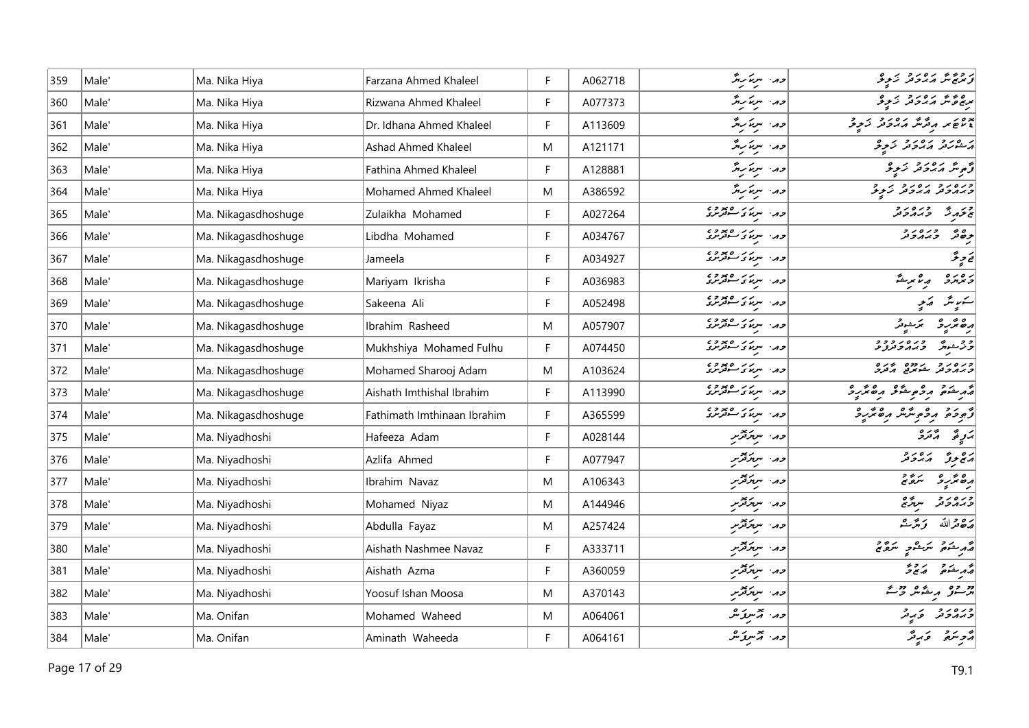| 359 | Male' | Ma. Nika Hiya | Farzana Ahmed Khaleel | F | A062718 | މަ. ނިކަހިޔާ | ފަރުޒާނާ އަޙްމަދު ޚަލީލް |
|---|---|---|---|---|---|---|---|
| 360 | Male' | Ma. Nika Hiya | Rizwana Ahmed Khaleel | F | A077373 | މަ. ނިކަހިޔާ | ރިޒްވާނާ އަޙްމަދު ޚަލީލް |
| 361 | Male' | Ma. Nika Hiya | Dr. Idhana Ahmed Khaleel | F | A113609 | މަ. ނިކަހިޔާ | ޑޮކްޓަރ އިދާނާ އަޙްމަދު ޚަލީލް |
| 362 | Male' | Ma. Nika Hiya | Ashad Ahmed Khaleel | M | A121171 | މަ. ނިކަހިޔާ | އަޝްހަދު އަޙްމަދު ޚަލީލް |
| 363 | Male' | Ma. Nika Hiya | Fathina Ahmed Khaleel | F | A128881 | މަ. ނިކަހިޔާ | ފާތިނާ އަޙްމަދު ޚަލީލް |
| 364 | Male' | Ma. Nika Hiya | Mohamed Ahmed Khaleel | M | A386592 | މަ. ނިކަހިޔާ | މުޙައްމަދު އަޙްމަދު ޚަލީލް |
| 365 | Male' | Ma. Nikagasdhoshuge | Zulaikha Mohamed | F | A027264 | މަ. ނިކަގަސްދޮށުގެ | ޒުލައިޚާ މުޙައްމަދު |
| 366 | Male' | Ma. Nikagasdhoshuge | Libdha Mohamed | F | A034767 | މަ. ނިކަގަސްދޮށުގެ | ލިބްދާ މުޙައްމަދު |
| 367 | Male' | Ma. Nikagasdhoshuge | Jameela | F | A034927 | މަ. ނިކަގަސްދޮށުގެ | ޖަމީލާ |
| 368 | Male' | Ma. Nikagasdhoshuge | Mariyam Ikrisha | F | A036983 | މަ. ނިކަގަސްދޮށުގެ | މަރިޔަމް އިކްރިޝާ |
| 369 | Male' | Ma. Nikagasdhoshuge | Sakeena Ali | F | A052498 | މަ. ނިކަގަސްދޮށުގެ | ސަކީނާ އަލި |
| 370 | Male' | Ma. Nikagasdhoshuge | Ibrahim Rasheed | M | A057907 | މަ. ނިކަގަސްދޮށުގެ | އިބްރާހިމް ރަޝީދު |
| 371 | Male' | Ma. Nikagasdhoshuge | Mukhshiya Mohamed Fulhu | F | A074450 | މަ. ނިކަގަސްދޮށުގެ | މުޚްޝިޔާ މުޙައްމަދުފުޅު |
| 372 | Male' | Ma. Nikagasdhoshuge | Mohamed Sharooj Adam | M | A103624 | މަ. ނިކަގަސްދޮށުގެ | މުޙައްމަދު ޝަރޫޖު އާދަމް |
| 373 | Male' | Ma. Nikagasdhoshuge | Aishath Imthishal Ibrahim | F | A113990 | މަ. ނިކަގަސްދޮށުގެ | އާއިޝަތު އިމްތިޝާލް އިބްރާހިމް |
| 374 | Male' | Ma. Nikagasdhoshuge | Fathimath Imthinaan Ibrahim | F | A365599 | މަ. ނިކަގަސްދޮށުގެ | ފާތިމަތު އިމްތިނާން އިބްރާހިމް |
| 375 | Male' | Ma. Niyadhoshi | Hafeeza Adam | F | A028144 | މަ. ނިޔަދޮށި | ހަފީޒާ އާދަމް |
| 376 | Male' | Ma. Niyadhoshi | Azlifa Ahmed | F | A077947 | މަ. ނިޔަދޮށި | އަޒްލީފާ އަޙްމަދު |
| 377 | Male' | Ma. Niyadhoshi | Ibrahim Navaz | M | A106343 | މަ. ނިޔަދޮށި | އިބްރާހިމް ނަވާޒު |
| 378 | Male' | Ma. Niyadhoshi | Mohamed Niyaz | M | A144946 | މަ. ނިޔަދޮށި | މުޙައްމަދު ނިޔާޒު |
| 379 | Male' | Ma. Niyadhoshi | Abdulla Fayaz | M | A257424 | މަ. ނިޔަދޮށި | އަބްދުﷲ ފައްޔާޒް |
| 380 | Male' | Ma. Niyadhoshi | Aishath Nashmee Navaz | F | A333711 | މަ. ނިޔަދޮށި | އާއިޝަތު ނަޝްމީ ނަވާޒު |
| 381 | Male' | Ma. Niyadhoshi | Aishath Azma | F | A360059 | މަ. ނިޔަދޮށި | އާއިޝަތު އަޒްމާ |
| 382 | Male' | Ma. Niyadhoshi | Yoosuf Ishan Moosa | M | A370143 | މަ. ނިޔަދޮށި | ޔޫސުފް އިޝާން މޫސާ |
| 383 | Male' | Ma. Onifan | Mohamed Waheed | M | A064061 | މަ. އޮނިފަން | މުޙައްމަދު ވަޙީދު |
| 384 | Male' | Ma. Onifan | Aminath Waheeda | F | A064161 | މަ. އޮނިފަން | އާމިނަތު ވަޙީދާ |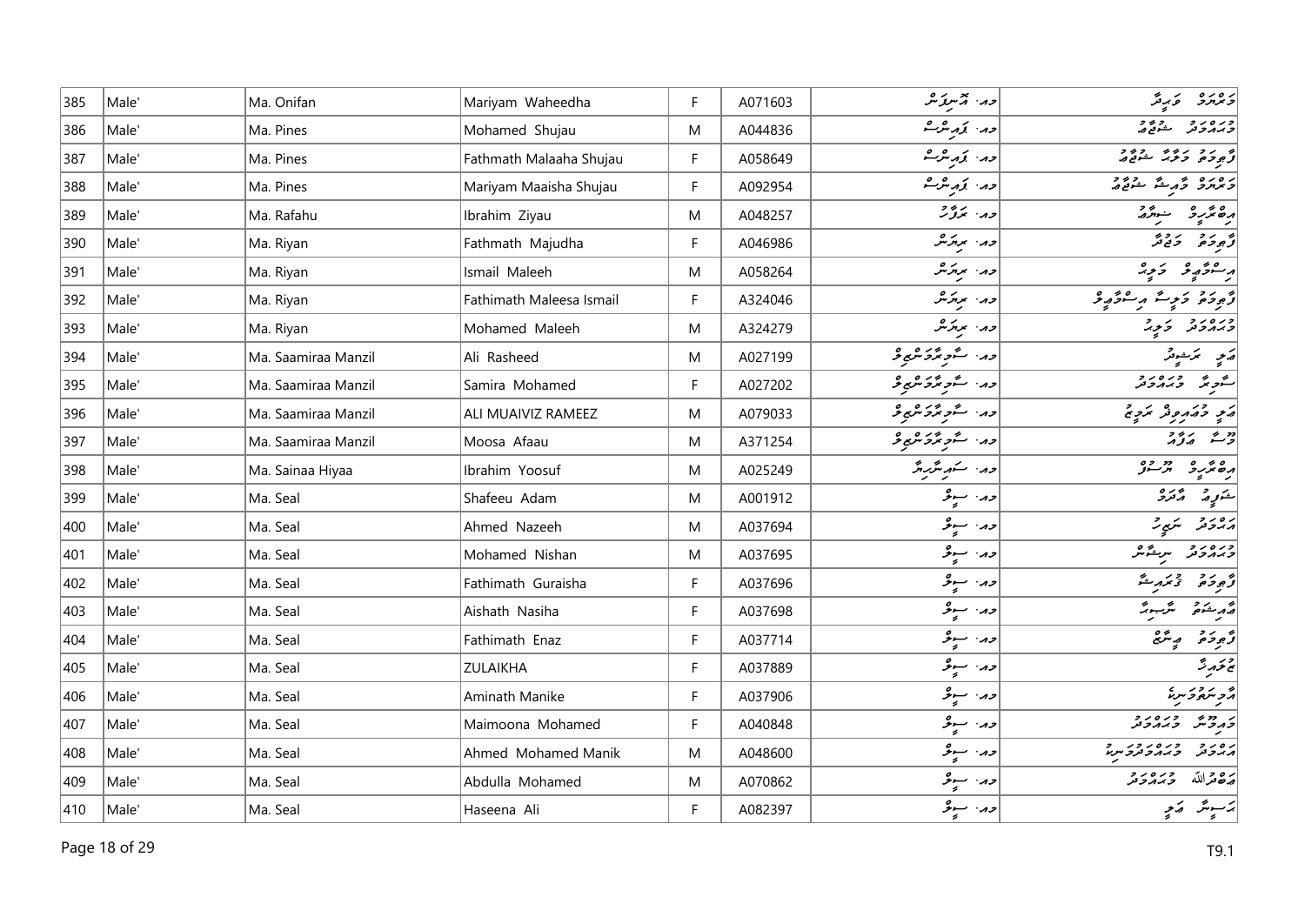| 385 | Male' | Ma. Onifan | Mariyam Waheedha | F | A071603 | މއ. އޮނިފަން | މަރިޔަމް ވަޙީދާ |
|---|---|---|---|---|---|---|---|
| 386 | Male' | Ma. Pines | Mohamed Shujau | M | A044836 | މއ. ޕައިންސް | މުޙައްމަދު ޝުޖާއު |
| 387 | Male' | Ma. Pines | Fathmath Malaaha Shujau | F | A058649 | މއ. ޕައިންސް | ފާތިމަތު މަލާހާ ޝުޖާއު |
| 388 | Male' | Ma. Pines | Mariyam Maaisha Shujau | F | A092954 | މއ. ޕައިންސް | މަރިޔަމް މާއިޝާ ޝުޖާއު |
| 389 | Male' | Ma. Rafahu | Ibrahim Ziyau | M | A048257 | މއ. ރަފާހު | އިބްރާހީމް ޒިޔާއު |
| 390 | Male' | Ma. Riyan | Fathmath Majudha | F | A046986 | މއ. ރިޔަން | ފާތިމަތު މަޖުދާ |
| 391 | Male' | Ma. Riyan | Ismail Maleeh | M | A058264 | މއ. ރިޔަން | އިސްމާޢީލް މަލީހް |
| 392 | Male' | Ma. Riyan | Fathimath Maleesa Ismail | F | A324046 | މއ. ރިޔަން | ފާތިމަތު މަލީސާ އިސްމާޢީލް |
| 393 | Male' | Ma. Riyan | Mohamed Maleeh | M | A324279 | މއ. ރިޔަން | މުޙައްމަދު މަލީހް |
| 394 | Male' | Ma. Saamiraa Manzil | Ali Rasheed | M | A027199 | މއ. ސާމިރާމަންޒިލް | އަލި ރަޝީދު |
| 395 | Male' | Ma. Saamiraa Manzil | Samira Mohamed | F | A027202 | މއ. ސާމިރާމަންޒިލް | ސާމިރާ މުޙައްމަދު |
| 396 | Male' | Ma. Saamiraa Manzil | ALI MUAIVIZ RAMEEZ | M | A079033 | މއ. ސާމިރާމަންޒިލް | އަލި މުޢައިވިޒް ރަމީޒް |
| 397 | Male' | Ma. Saamiraa Manzil | Moosa Afaau | M | A371254 | މއ. ސާމިރާމަންޒިލް | މޫސާ އަފާއު |
| 398 | Male' | Ma. Sainaa Hiyaa | Ibrahim Yoosuf | M | A025249 | މއ. ސައިނާހިޔާ | އިބްރާހީމް ޔޫސުފް |
| 399 | Male' | Ma. Seal | Shafeeu Adam | M | A001912 | މއ. ސީލް | ޝަފީޢު އާދަމް |
| 400 | Male' | Ma. Seal | Ahmed Nazeeh | M | A037694 | މއ. ސީލް | އަޙްމަދު ނަޒީހު |
| 401 | Male' | Ma. Seal | Mohamed Nishan | M | A037695 | މއ. ސީލް | މުޙައްމަދު ނިޝާން |
| 402 | Male' | Ma. Seal | Fathimath Guraisha | F | A037696 | މއ. ސީލް | ފާތިމަތު ގުރައިޝާ |
| 403 | Male' | Ma. Seal | Aishath Nasiha | F | A037698 | މއ. ސީލް | އާއިޝަތު ނާސިހާ |
| 404 | Male' | Ma. Seal | Fathimath Enaz | F | A037714 | މއ. ސީލް | ފާތިމަތު އީނާޒް |
| 405 | Male' | Ma. Seal | ZULAIKHA | F | A037889 | މއ. ސީލް | ޒުލައިހާ |
| 406 | Male' | Ma. Seal | Aminath Manike | F | A037906 | މއ. ސީލް | އާމިނަތުމަނިކެ |
| 407 | Male' | Ma. Seal | Maimoona Mohamed | F | A040848 | މއ. ސީލް | މައިމޫނާ މުޙައްމަދު |
| 408 | Male' | Ma. Seal | Ahmed Mohamed Manik | M | A048600 | މއ. ސީލް | އަޙްމަދު މުޙައްމަދުމަނިކު |
| 409 | Male' | Ma. Seal | Abdulla Mohamed | M | A070862 | މއ. ސީލް | އަބްދުالله މުޙައްމަދު |
| 410 | Male' | Ma. Seal | Haseena Ali | F | A082397 | މއ. ސީލް | ހަސީނާ އަލި |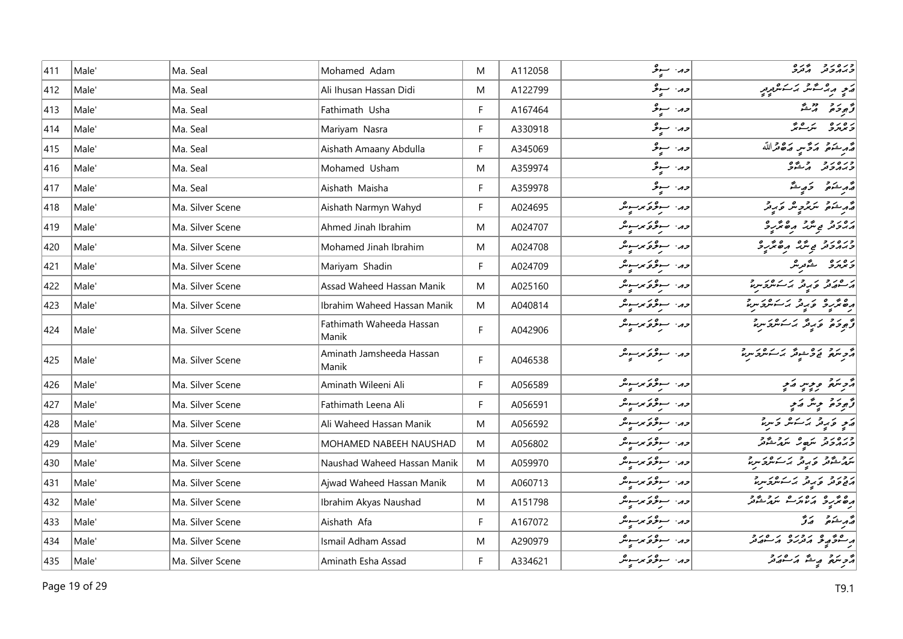| 411 | Male' | Ma. Seal | Mohamed Adam | M | A112058 | މއ. ސީލް | މުހައްމަދު އާދަމް |
|---|---|---|---|---|---|---|---|
| 412 | Male' | Ma. Seal | Ali Ihusan Hassan Didi | M | A122799 | މއ. ސީލް | އަލި އިޙްސާން ހަސަންދީދީ |
| 413 | Male' | Ma. Seal | Fathimath Usha | F | A167464 | މއ. ސީލް | ފާތިމަތު އޫޝާ |
| 414 | Male' | Ma. Seal | Mariyam Nasra | F | A330918 | މއ. ސީލް | މަރިޔަމް ނަސްރާ |
| 415 | Male' | Ma. Seal | Aishath Amaany Abdulla | F | A345069 | މއ. ސީލް | އައިޝަތު އަމާނީ އަބްދުﷲ |
| 416 | Male' | Ma. Seal | Mohamed Usham | M | A359974 | މއ. ސީލް | މުހައްމަދު އުޝާމް |
| 417 | Male' | Ma. Seal | Aishath Maisha | F | A359978 | މއ. ސީލް | އައިޝަތު މައިޝާ |
| 418 | Male' | Ma. Silver Scene | Aishath Narmyn Wahyd | F | A024695 | މއ. ސިލްވަރސީން | އައިޝަތު ނަރްމީން ވަހީދު |
| 419 | Male' | Ma. Silver Scene | Ahmed Jinah Ibrahim | M | A024707 | މއ. ސިލްވަރސީން | އަހްމަދު ޖިނާހް އިބްރާހީމް |
| 420 | Male' | Ma. Silver Scene | Mohamed Jinah Ibrahim | M | A024708 | މއ. ސިލްވަރސީން | މުހައްމަދު ޖިނާހް އިބްރާހީމް |
| 421 | Male' | Ma. Silver Scene | Mariyam Shadin | F | A024709 | މއ. ސިލްވަރސީން | މަރިޔަމް ޝާދިން |
| 422 | Male' | Ma. Silver Scene | Assad Waheed Hassan Manik | M | A025160 | މއ. ސިލްވަރސީން | އަސްއަދު ވަހީދު ހަސަންމަނިކު |
| 423 | Male' | Ma. Silver Scene | Ibrahim Waheed Hassan Manik | M | A040814 | މއ. ސިލްވަރސީން | އިބްރާހީމް ވަހީދު ހަސަންމަނިކު |
| 424 | Male' | Ma. Silver Scene | Fathimath Waheeda Hassan Manik | F | A042906 | މއ. ސިލްވަރސީން | ފާތިމަތު ވަހީދާ ހަސަންމަނިކު |
| 425 | Male' | Ma. Silver Scene | Aminath Jamsheeda Hassan Manik | F | A046538 | މއ. ސިލްވަރސީން | އާމިނަތު ޖަމްޝީދާ ހަސަންމަނިކު |
| 426 | Male' | Ma. Silver Scene | Aminath Wileeni Ali | F | A056589 | މއ. ސިލްވަރސީން | އާމިނަތު ވިލީނީ އަލި |
| 427 | Male' | Ma. Silver Scene | Fathimath Leena Ali | F | A056591 | މއ. ސިލްވަރސީން | ފާތިމަތު ލީނާ އަލި |
| 428 | Male' | Ma. Silver Scene | Ali Waheed Hassan Manik | M | A056592 | މއ. ސިލްވަރސީން | އަލި ވަހީދު ހަސަން މަނިކު |
| 429 | Male' | Ma. Silver Scene | MOHAMED NABEEH NAUSHAD | M | A056802 | މއ. ސިލްވަރސީން | މުހައްމަދު ނަބީހް ނައުޝާދު |
| 430 | Male' | Ma. Silver Scene | Naushad Waheed Hassan Manik | M | A059970 | މއ. ސިލްވަރސީން | ނައުޝާދު ވަހީދު ހަސަންމަނިކު |
| 431 | Male' | Ma. Silver Scene | Ajwad Waheed Hassan Manik | M | A060713 | މއ. ސިލްވަރސީން | އަޖްވަދު ވަހީދު ހަސަންމަނިކު |
| 432 | Male' | Ma. Silver Scene | Ibrahim Akyas Naushad | M | A151798 | މއ. ސިލްވަރސީން | އިބްރާހީމް އަކްޔާސް ނައުޝާދު |
| 433 | Male' | Ma. Silver Scene | Aishath Afa | F | A167072 | މއ. ސިލްވަރސީން | އައިޝަތު އަފާ |
| 434 | Male' | Ma. Silver Scene | Ismail Adham Assad | M | A290979 | މއ. ސިލްވަރސީން | އިސްމާޢީލް އަދުހަމް އަސްއަދު |
| 435 | Male' | Ma. Silver Scene | Aminath Esha Assad | F | A334621 | މއ. ސިލްވަރސީން | އާމިނަތު އީޝާ އަސްއަދު |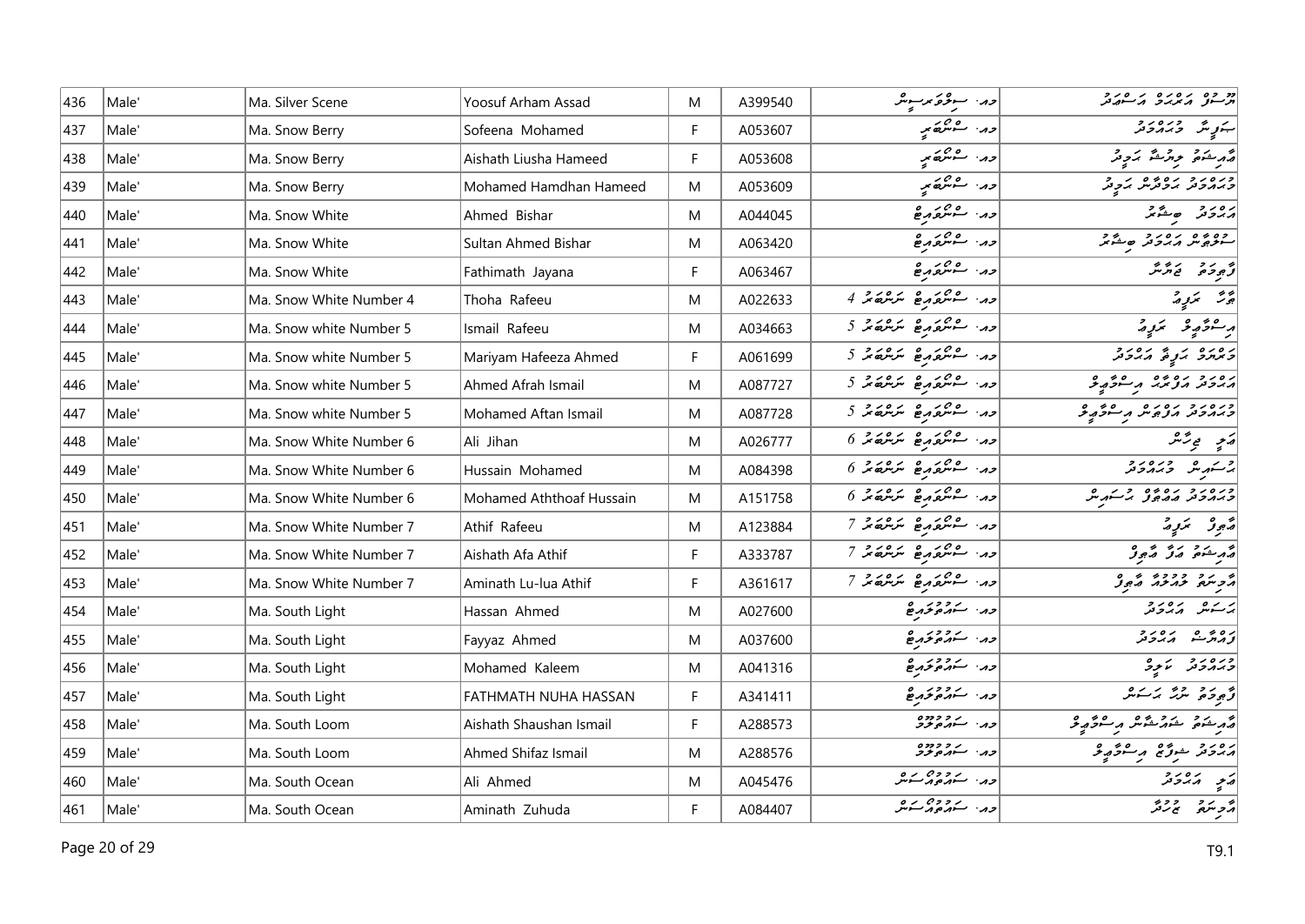| 436 | Male' | Ma. Silver Scene | Yoosuf Arham Assad | M | A399540 | މއ. ސިލްވަރސީން | ޔޫސުފް އަރްހަމް އަސްޢަދު |
|---|---|---|---|---|---|---|---|
| 437 | Male' | Ma. Snow Berry | Sofeena Mohamed | F | A053607 | މއ. ސްނޯބެރީ | ސޯފީނާ މުޙައްމަދު |
| 438 | Male' | Ma. Snow Berry | Aishath Liusha Hameed | F | A053608 | މއ. ސްނޯބެރީ | އައިޝަތު ލިޢުޝާ ހަމީދު |
| 439 | Male' | Ma. Snow Berry | Mohamed Hamdhan Hameed | M | A053609 | މއ. ސްނޯބެރީ | މުޙައްމަދު ހަމްދާން ހަމީދު |
| 440 | Male' | Ma. Snow White | Ahmed Bishar | M | A044045 | މއ. ސްނޯވައިޓް | އަޙްމަދު ބިޝާރު |
| 441 | Male' | Ma. Snow White | Sultan Ahmed Bishar | M | A063420 | މއ. ސްނޯވައިޓް | ސުލްޠާން އަޙްމަދު ބިޝާރު |
| 442 | Male' | Ma. Snow White | Fathimath Jayana | F | A063467 | މއ. ސްނޯވައިޓް | ފާތިމަތު ޖަޔާނާ |
| 443 | Male' | Ma. Snow White Number 4 | Thoha Rafeeu | M | A022633 | މއ. ސްނޯވައިޓް ނަންބަރު 4 | ތޯހާ ރަފީޢު |
| 444 | Male' | Ma. Snow white Number 5 | Ismail Rafeeu | M | A034663 | މއ. ސްނޯވައިޓް ނަންބަރު 5 | އިސްމާޢީލް ރަފީޢު |
| 445 | Male' | Ma. Snow white Number 5 | Mariyam Hafeeza Ahmed | F | A061699 | މއ. ސްނޯވައިޓް ނަންބަރު 5 | މަރިޔަމް ހަފީޒާ އަޙްމަދު |
| 446 | Male' | Ma. Snow white Number 5 | Ahmed Afrah Ismail | M | A087727 | މއ. ސްނޯވައިޓް ނަންބަރު 5 | އަޙްމަދު އަފްރާހް އިސްމާޢީލް |
| 447 | Male' | Ma. Snow white Number 5 | Mohamed Aftan Ismail | M | A087728 | މއ. ސްނޯވައިޓް ނަންބަރު 5 | މުޙައްމަދު އަފްތާން އިސްމާޢީލް |
| 448 | Male' | Ma. Snow White Number 6 | Ali Jihan | M | A026777 | މއ. ސްނޯވައިޓް ނަންބަރު 6 | އަލީ ޖިހާން |
| 449 | Male' | Ma. Snow White Number 6 | Hussain Mohamed | M | A084398 | މއ. ސްނޯވައިޓް ނަންބަރު 6 | ޙުސައިން މުޙައްމަދު |
| 450 | Male' | Ma. Snow White Number 6 | Mohamed Aththoaf Hussain | M | A151758 | މއ. ސްނޯވައިޓް ނަންބަރު 6 | މުޙައްމަދު އައްޠޯފް ޙުސައިން |
| 451 | Male' | Ma. Snow White Number 7 | Athif Rafeeu | M | A123884 | މއ. ސްނޯވައިޓް ނަންބަރު 7 | އާތިފް ރަފީޢު |
| 452 | Male' | Ma. Snow White Number 7 | Aishath Afa Athif | F | A333787 | މއ. ސްނޯވައިޓް ނަންބަރު 7 | އައިޝަތު އަފާ އާތިފް |
| 453 | Male' | Ma. Snow White Number 7 | Aminath Lu-lua Athif | F | A361617 | މއ. ސްނޯވައިޓް ނަންބަރު 7 | އާމިނަތު ލުއުލުއާ އާތިފް |
| 454 | Male' | Ma. South Light | Hassan Ahmed | M | A027600 | މއ. ސައުތުލައިޓް | ޙަސަން އަޙްމަދު |
| 455 | Male' | Ma. South Light | Fayyaz Ahmed | M | A037600 | މއ. ސައުތުލައިޓް | ފައްޔާޒް އަޙްމަދު |
| 456 | Male' | Ma. South Light | Mohamed Kaleem | M | A041316 | މއ. ސައުތުލައިޓް | މުޙައްމަދު ކަލީމް |
| 457 | Male' | Ma. South Light | FATHMATH NUHA HASSAN | F | A341411 | މއ. ސައުތުލައިޓް | ފާތިމަތު ނުހާ ޙަސަން |
| 458 | Male' | Ma. South Loom | Aishath Shaushan Ismail | F | A288573 | މއ. ސައުތުލޫމް | އައިޝަތު ޝައުޝާން އިސްމާޢީލް |
| 459 | Male' | Ma. South Loom | Ahmed Shifaz Ismail | M | A288576 | މއ. ސައުތުލޫމް | އަޙްމަދު ޝިފާޒް އިސްމާޢީލް |
| 460 | Male' | Ma. South Ocean | Ali Ahmed | M | A045476 | މއ. ސައުތުއޯޝަން | އަލީ އަޙްމަދު |
| 461 | Male' | Ma. South Ocean | Aminath Zuhuda | F | A084407 | މއ. ސައުތުއޯޝަން | އާމިނަތު ޒުހުދާ |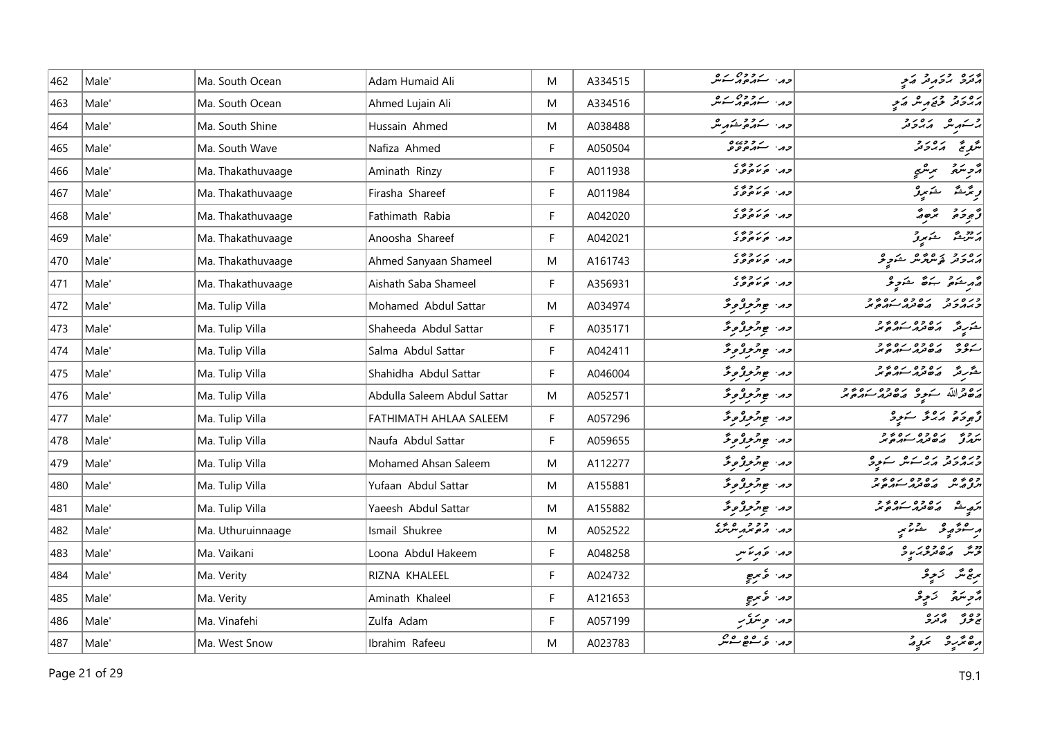| 462 | Male' | Ma. South Ocean | Adam Humaid Ali | M | A334515 | މއ. ސައުތު އޯޝަން | އާދަމް ހުމައިދު ޢަލީ |
|---|---|---|---|---|---|---|---|
| 463 | Male' | Ma. South Ocean | Ahmed Lujain Ali | M | A334516 | މއ. ސައުތު އޯޝަން | އަޙްމަދު ލުޖައިން ޢަލީ |
| 464 | Male' | Ma. South Shine | Hussain Ahmed | M | A038488 | މއ. ސައުތުޝައިން | ޙުސައިން އަޙްމަދު |
| 465 | Male' | Ma. South Wave | Nafiza Ahmed | F | A050504 | މއ. ސައުތުވޭވް | ނާފިޒާ އަޙްމަދު |
| 466 | Male' | Ma. Thakathuvaage | Aminath Rinzy | F | A011938 | މއ. ތަކަތުވާގެ | އާމިނަތު ރިންޒީ |
| 467 | Male' | Ma. Thakathuvaage | Firasha Shareef | F | A011984 | މއ. ތަކަތުވާގެ | ފިރާޝާ ޝަރީފް |
| 468 | Male' | Ma. Thakathuvaage | Fathimath Rabia | F | A042020 | މއ. ތަކަތުވާގެ | ފާތިމަތު ރާބިޢާ |
| 469 | Male' | Ma. Thakathuvaage | Anoosha Shareef | F | A042021 | މއ. ތަކަތުވާގެ | އަނޫޝާ ޝަރީފް |
| 470 | Male' | Ma. Thakathuvaage | Ahmed Sanyaan Shameel | M | A161743 | މއ. ތަކަތުވާގެ | އަޙްމަދު ޞަންޔާން ޝަމީލް |
| 471 | Male' | Ma. Thakathuvaage | Aishath Saba Shameel | F | A356931 | މއ. ތަކަތުވާގެ | ޢާއިޝަތު ސަބާ ޝަމީލް |
| 472 | Male' | Ma. Tulip Villa | Mohamed Abdul Sattar | M | A034974 | މއ. ޓިއުލިޕްވިލާ | މުޙައްމަދު ޢަބްދުއްސައްތާރު |
| 473 | Male' | Ma. Tulip Villa | Shaheeda Abdul Sattar | F | A035171 | މއ. ޓިއުލިޕްވިލާ | ޝަހީދާ ޢަބްދުއްސައްތާރު |
| 474 | Male' | Ma. Tulip Villa | Salma Abdul Sattar | F | A042411 | މއ. ޓިއުލިޕްވިލާ | ސަލްމާ ޢަބްދުއްސައްތާރު |
| 475 | Male' | Ma. Tulip Villa | Shahidha Abdul Sattar | F | A046004 | މއ. ޓިއުލިޕްވިލާ | ޝާހިދާ ޢަބްދުއްސައްތާރު |
| 476 | Male' | Ma. Tulip Villa | Abdulla Saleem Abdul Sattar | M | A052571 | މއ. ޓިއުލިޕްވިލާ | ޢަބްދުﷲ ސަލީމް ޢަބްދުއްސައްތާރު |
| 477 | Male' | Ma. Tulip Villa | FATHIMATH AHLAA SALEEM | F | A057296 | މއ. ޓިއުލިޕްވިލާ | ފާތިމަތު އަހްލާ ސަލީމް |
| 478 | Male' | Ma. Tulip Villa | Naufa Abdul Sattar | F | A059655 | މއ. ޓިއުލިޕްވިލާ | ނައުފާ ޢަބްދުއްސައްތާރު |
| 479 | Male' | Ma. Tulip Villa | Mohamed Ahsan Saleem | M | A112277 | މއ. ޓިއުލިޕްވިލާ | މުޙައްމަދު އަޙްސަން ސަލީމް |
| 480 | Male' | Ma. Tulip Villa | Yufaan Abdul Sattar | M | A155881 | މއ. ޓިއުލިޕްވިލާ | ޔޫފާން ޢަބްދުއްސައްތާރު |
| 481 | Male' | Ma. Tulip Villa | Yaeesh Abdul Sattar | M | A155882 | މއ. ޓިއުލިޕްވިލާ | ޔައީޝް ޢަބްދުއްސައްތާރު |
| 482 | Male' | Ma. Uthuruinnaage | Ismail Shukree | M | A052522 | މއ. އުތުރުއިންނާގެ | އިސްމާޢީލް ޝުކްރީ |
| 483 | Male' | Ma. Vaikani | Loona Abdul Hakeem | F | A048258 | މއ. ވައިކަނި | ލޫނާ ޢަބްދުލްޙަކީމް |
| 484 | Male' | Ma. Verity | RIZNA KHALEEL | F | A024732 | މއ. ވެރިޓީ | ރިޒްނާ ޚަލީލް |
| 485 | Male' | Ma. Verity | Aminath Khaleel | F | A121653 | މއ. ވެރިޓީ | އާމިނަތު ޚަލީލް |
| 486 | Male' | Ma. Vinafehi | Zulfa Adam | F | A057199 | މއ. ވިނަފެހި | ޒުލްފާ އާދަމް |
| 487 | Male' | Ma. West Snow | Ibrahim Rafeeu | M | A023783 | މއ. ވެސްޓްސްނޯ | އިބްރާހީމް ރަފީޢު |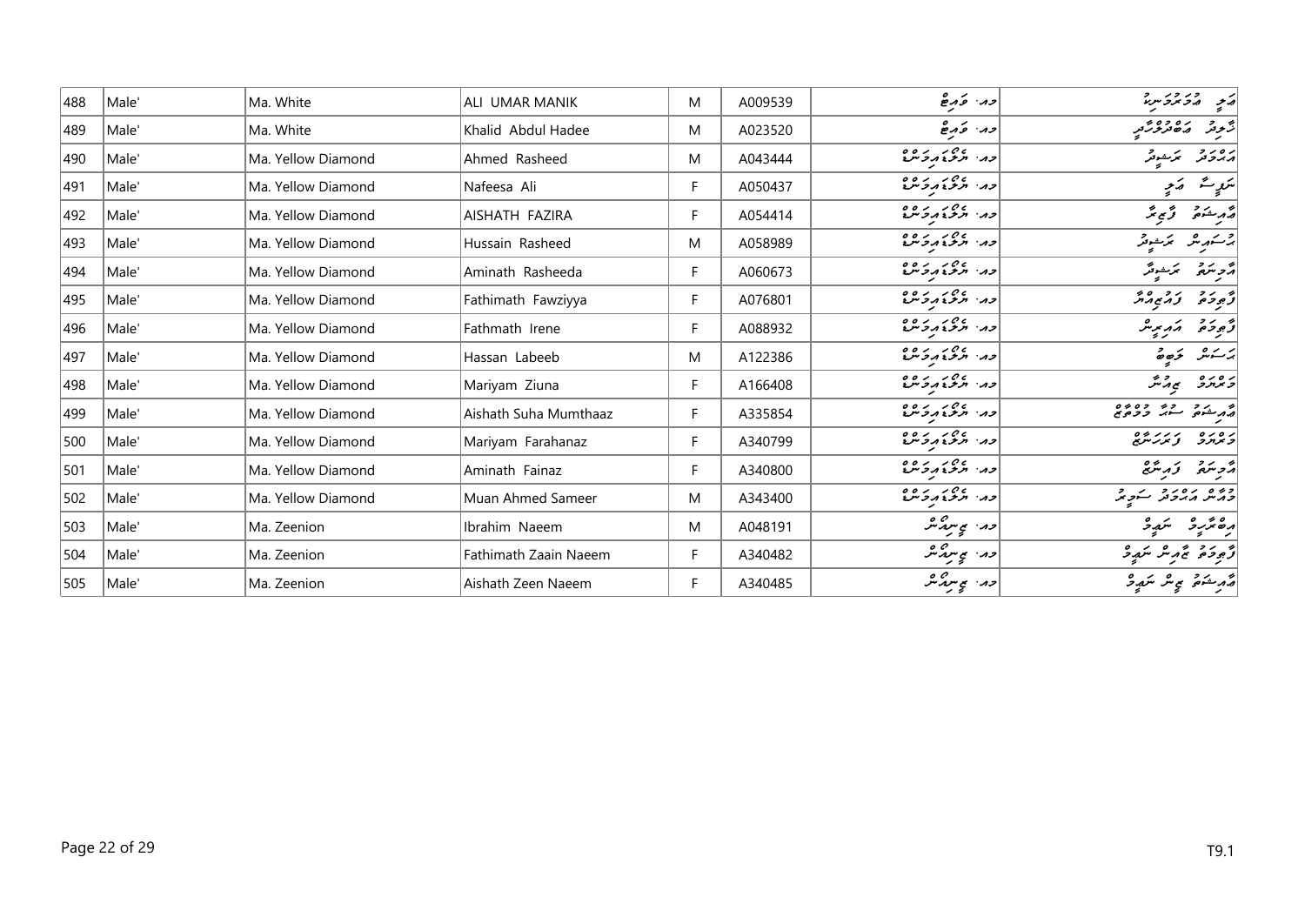| 488 | Male' | Ma. White | ALI UMAR MANIK | M | A009539 | މއ. ވައިޓް | އަލި އުމަރުމަނިކު |
|---|---|---|---|---|---|---|---|
| 489 | Male' | Ma. White | Khalid Abdul Hadee | M | A023520 | މއ. ވައިޓް | ޚާލިދު އަބްދުލްހާދީ |
| 490 | Male' | Ma. Yellow Diamond | Ahmed Rasheed | M | A043444 | މއ. ޔެލޯޑައިމަންޑް | އަހްމަދު ރަޝީދު |
| 491 | Male' | Ma. Yellow Diamond | Nafeesa Ali | F | A050437 | މއ. ޔެލޯޑައިމަންޑް | ނަފީސާ އަލި |
| 492 | Male' | Ma. Yellow Diamond | AISHATH FAZIRA | F | A054414 | މއ. ޔެލޯޑައިމަންޑް | އާއިޝަތު ފާޒިރާ |
| 493 | Male' | Ma. Yellow Diamond | Hussain Rasheed | M | A058989 | މއ. ޔެލޯޑައިމަންޑް | ހުސައިން ރަޝީދު |
| 494 | Male' | Ma. Yellow Diamond | Aminath Rasheeda | F | A060673 | މއ. ޔެލޯޑައިމަންޑް | އާމިނަތު ރަޝީދާ |
| 495 | Male' | Ma. Yellow Diamond | Fathimath Fawziyya | F | A076801 | މއ. ޔެލޯޑައިމަންޑް | ފާތިމަތު ފައުޒިއްޔާ |
| 496 | Male' | Ma. Yellow Diamond | Fathmath Irene | F | A088932 | މއ. ޔެލޯޑައިމަންޑް | ފާތިމަތު އައިރީން |
| 497 | Male' | Ma. Yellow Diamond | Hassan Labeeb | M | A122386 | މއ. ޔެލޯޑައިމަންޑް | ހަސަން ލަބީބު |
| 498 | Male' | Ma. Yellow Diamond | Mariyam Ziuna | F | A166408 | މއ. ޔެލޯޑައިމަންޑް | މަރިޔަމް ޒިއުނާ |
| 499 | Male' | Ma. Yellow Diamond | Aishath Suha Mumthaaz | F | A335854 | މއ. ޔެލޯޑައިމަންޑް | އާއިޝަތު ސުހާ މުމްތާޒު |
| 500 | Male' | Ma. Yellow Diamond | Mariyam Farahanaz | F | A340799 | މއ. ޔެލޯޑައިމަންޑް | މަރިޔަމް ފަރަހަނާޒް |
| 501 | Male' | Ma. Yellow Diamond | Aminath Fainaz | F | A340800 | މއ. ޔެލޯޑައިމަންޑް | އާމިނަތު ފައިނާޒް |
| 502 | Male' | Ma. Yellow Diamond | Muan Ahmed Sameer | M | A343400 | މއ. ޔެލޯޑައިމަންޑް | މުއަން އަހްމަދު ސަމީރު |
| 503 | Male' | Ma. Zeenion | Ibrahim Naeem | M | A048191 | މއ. ޒީނިއަން | އިބްރާހިމް ނައީމް |
| 504 | Male' | Ma. Zeenion | Fathimath Zaain Naeem | F | A340482 | މއ. ޒީނިއަން | ފާތިމަތު ޒާއިން ނައީމް |
| 505 | Male' | Ma. Zeenion | Aishath Zeen Naeem | F | A340485 | މއ. ޒީނިއަން | އާއިޝަތު ޒީން ނައީމް |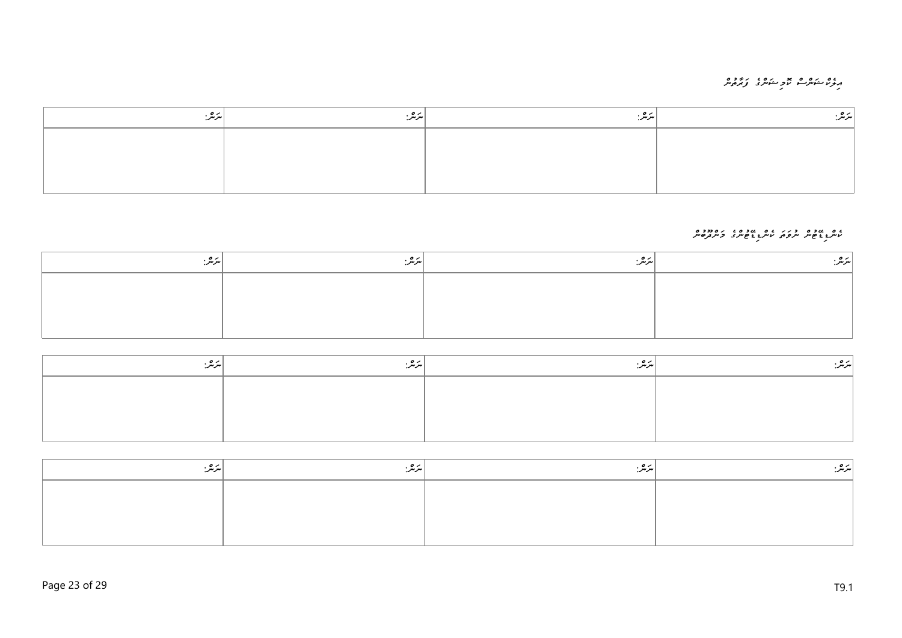# ދިވެހިބަސް ކޮމިޝަން ފަރާތުން

| ނަން: | ނަން: | ނަން: | ނަން: |
|---|---|---|---|
| | | | |

## ކުންފުނީގެ ނަމަށް ކުންފުނި މަސްޢޫލު

| ނަން: | ނަން: | ނަން: | ނަން: |
|---|---|---|---|
| | | | |

| ނަން: | ނަން: | ނަން: | ނަން: |
|---|---|---|---|
| | | | |

| ނަން: | ނަން: | ނަން: | ނަން: |
|---|---|---|---|
| | | | |

T9.1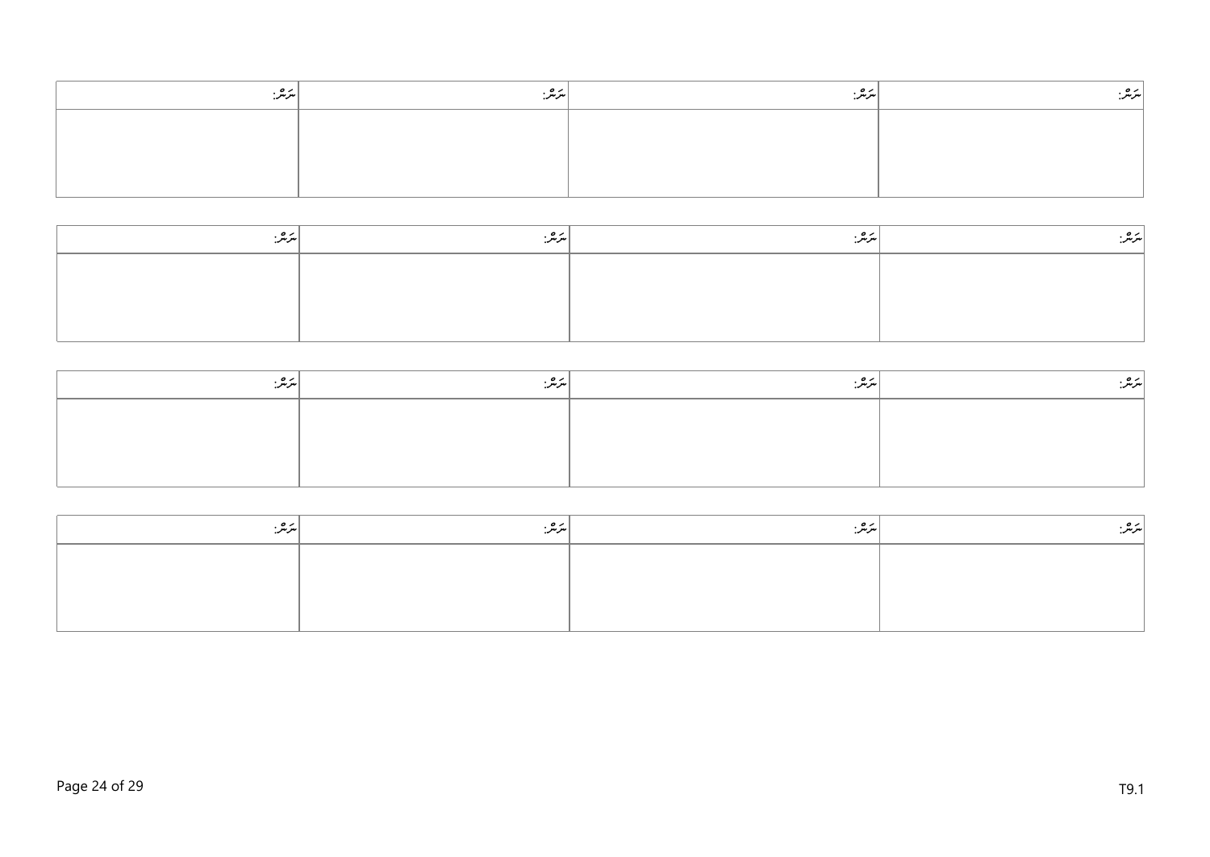| ނަރަނ: | ނަރަނ: | ނަރަނ: | ނަރަނ: |
| --- | --- | --- | --- |
| | | | |

| ނަރަނ: | ނަރަނ: | ނަރަނ: | ނަރަނ: |
| --- | --- | --- | --- |
| | | | |

| ނަރަނ: | ނަރަނ: | ނަރަނ: | ނަރަނ: |
| --- | --- | --- | --- |
| | | | |

| ނަރަނ: | ނަރަނ: | ނަރަނ: | ނަރަނ: |
| --- | --- | --- | --- |
| | | | |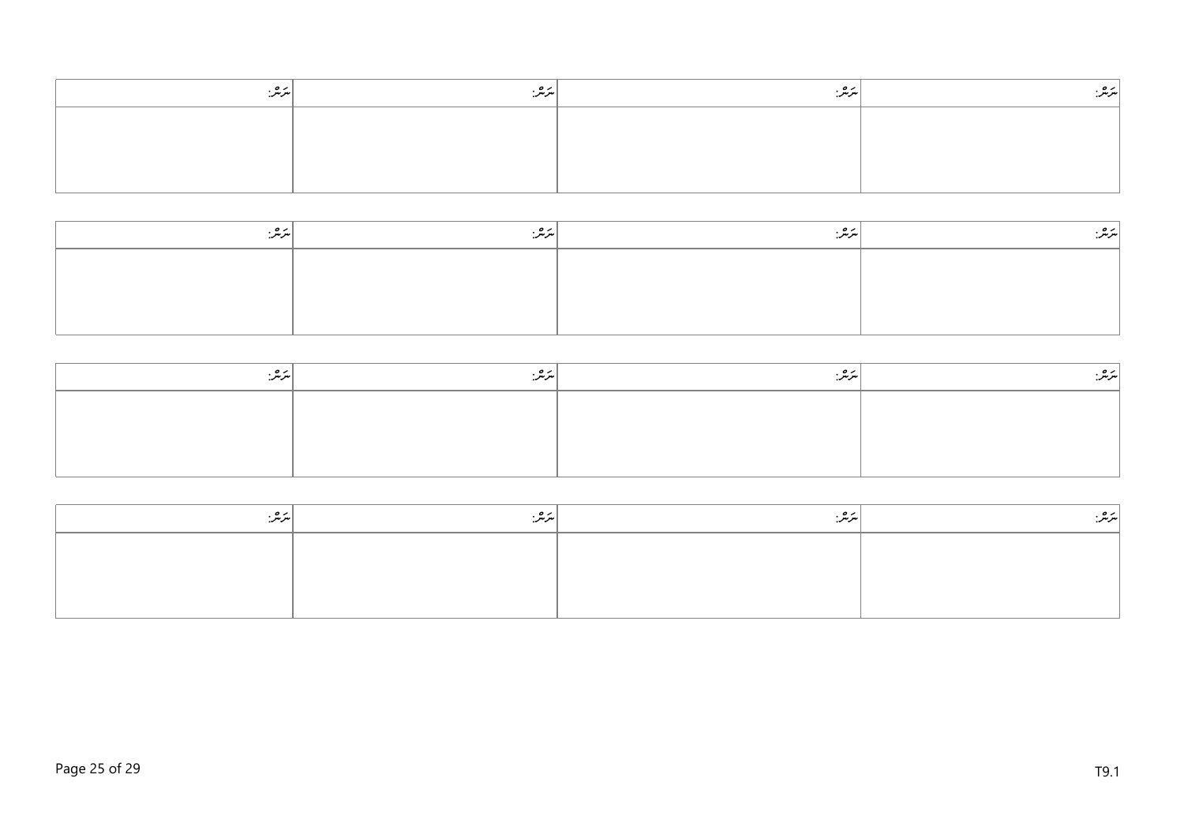| ނަރުތާ: | ނަރުތާ: | ނަރުތާ: | ނަރުތާ: |
| --- | --- | --- | --- |
| | | | |

| ނަރުތާ: | ނަރުތާ: | ނަރުތާ: | ނަރުތާ: |
| --- | --- | --- | --- |
| | | | |

| ނަރުތާ: | ނަރުތާ: | ނަރުތާ: | ނަރުތާ: |
| --- | --- | --- | --- |
| | | | |

| ނަރުތާ: | ނަރުތާ: | ނަރުތާ: | ނަރުތާ: |
| --- | --- | --- | --- |
| | | | |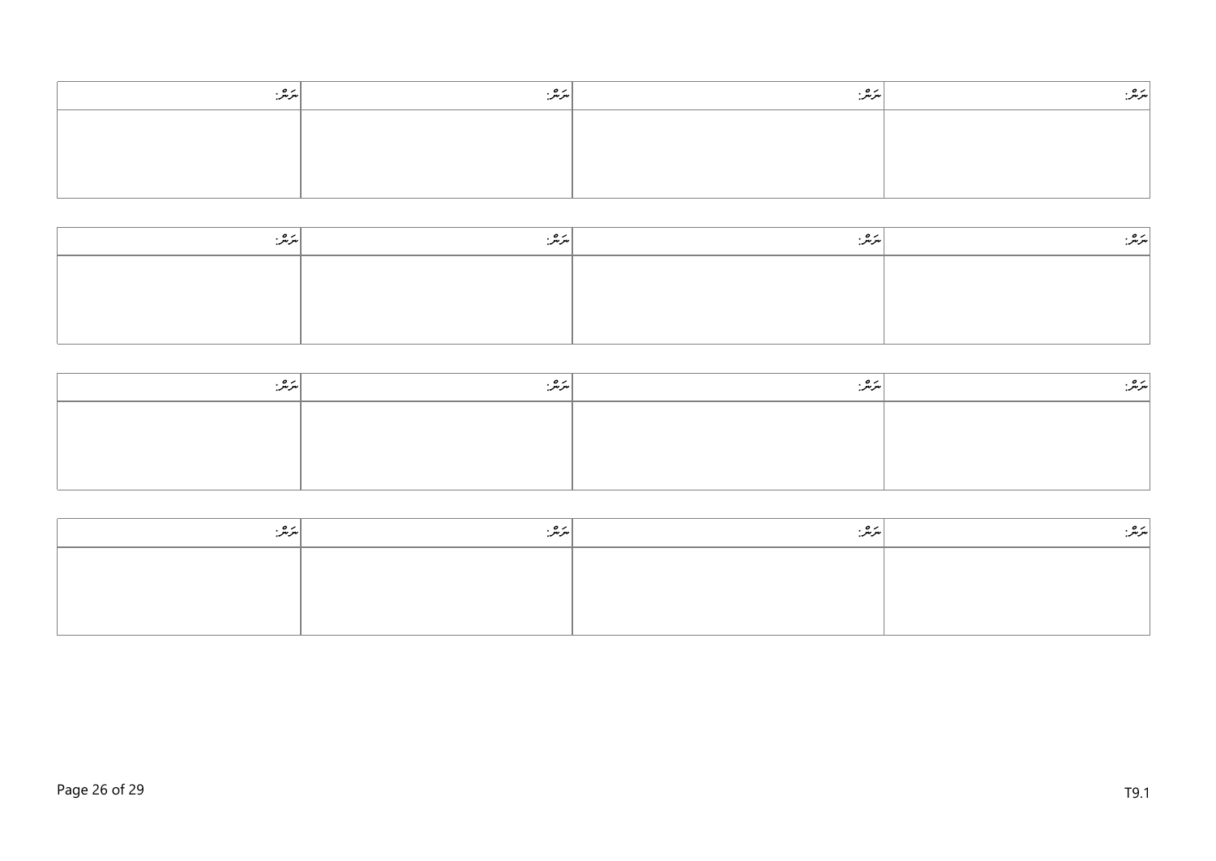| ޜަޝް: | ޜަޝް: | ޜަޝް: | ޜަޝް: |
| --- | --- | --- | --- |
| | | | |

| ޜަޝް: | ޜަޝް: | ޜަޝް: | ޜަޝް: |
| --- | --- | --- | --- |
| | | | |

| ޜަޝް: | ޜަޝް: | ޜަޝް: | ޜަޝް: |
| --- | --- | --- | --- |
| | | | |

| ޜަޝް: | ޜަޝް: | ޜަޝް: | ޜަޝް: |
| --- | --- | --- | --- |
| | | | |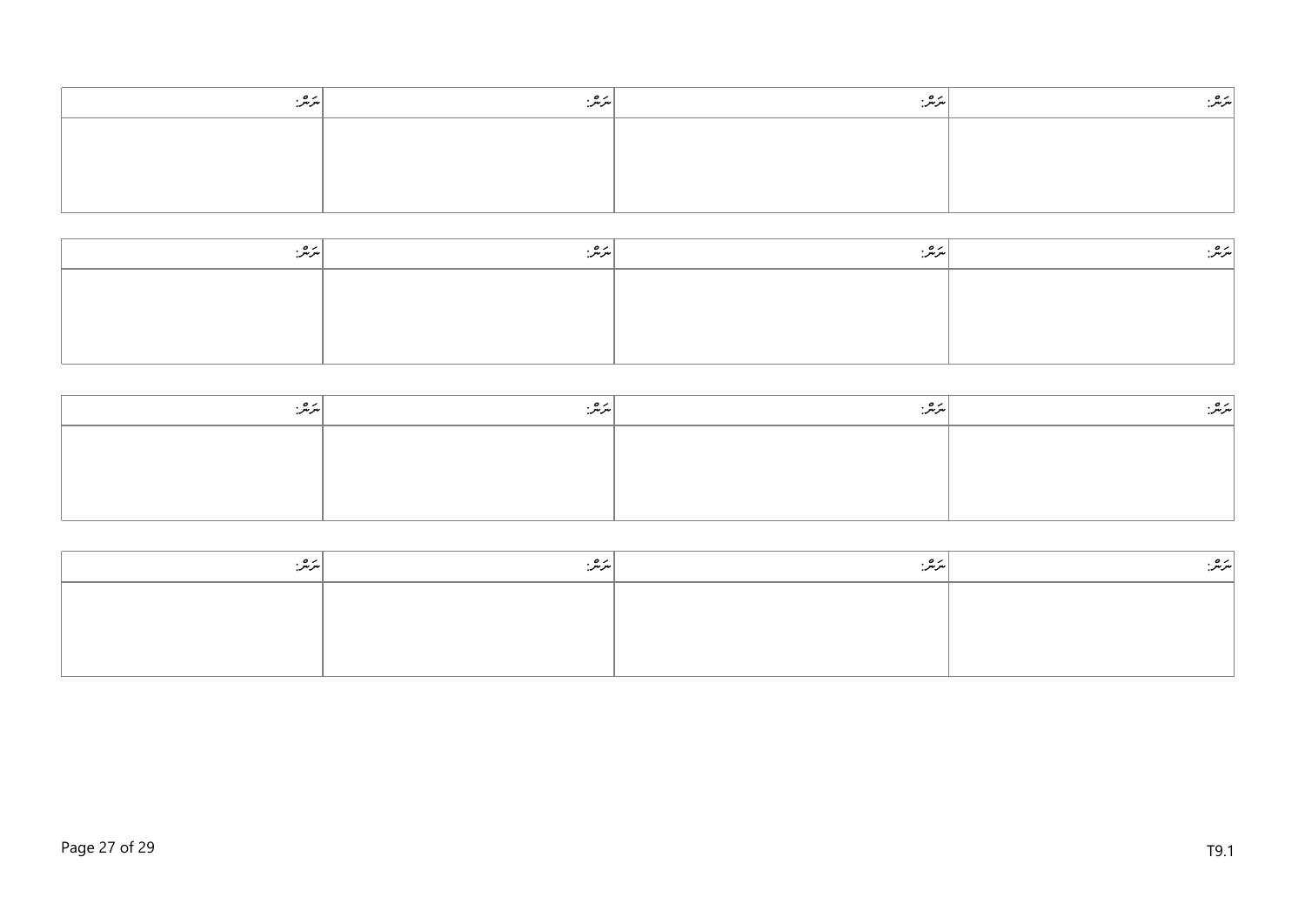| ނަރުދ: | ނަރުދ: | ނަރުދ: | ނަރުދ: |
| --- | --- | --- | --- |
| | | | |

| ނަރުދ: | ނަރުދ: | ނަރުދ: | ނަރުދ: |
| --- | --- | --- | --- |
| | | | |

| ނަރުދ: | ނަރުދ: | ނަރުދ: | ނަރުދ: |
| --- | --- | --- | --- |
| | | | |

| ނަރުދ: | ނަރުދ: | ނަރުދ: | ނަރުދ: |
| --- | --- | --- | --- |
| | | | |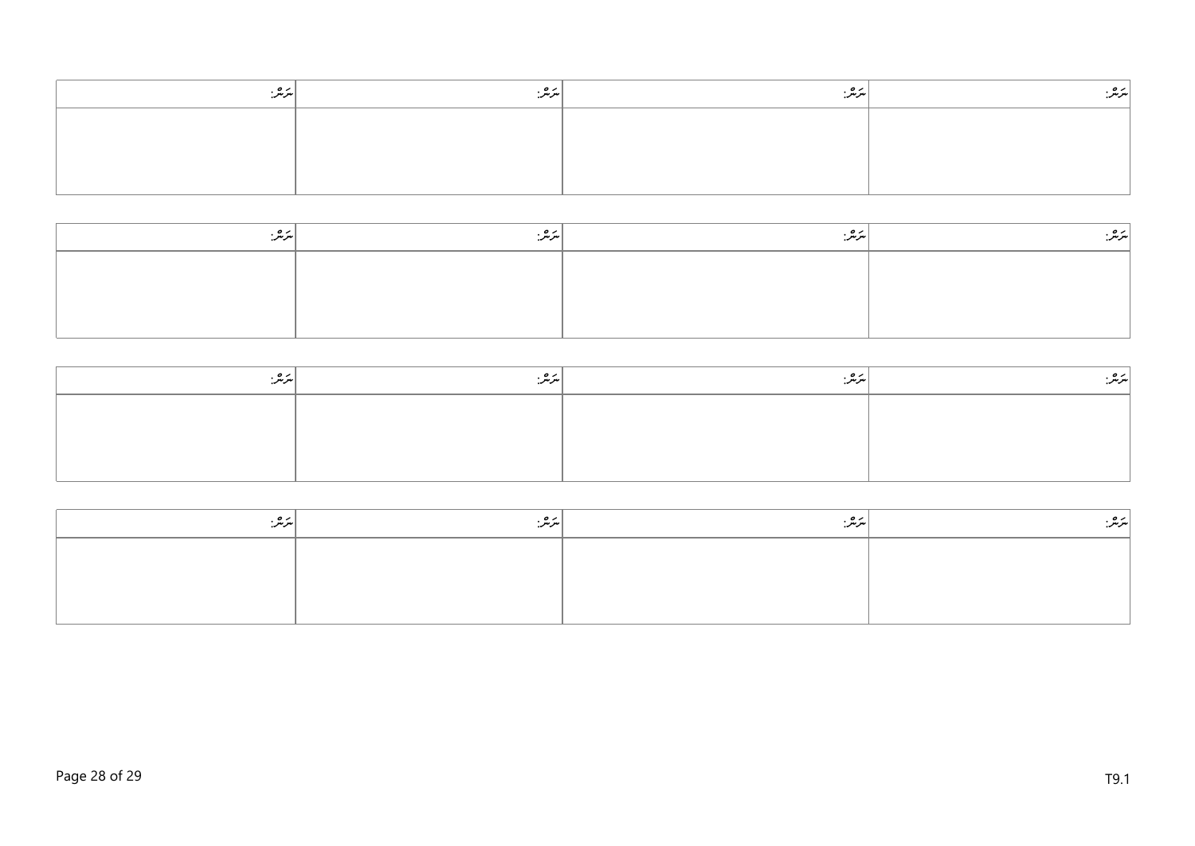| ނަރުދ: | ނަރުދ: | ނަރުދ: | ނަރުދ: |
| --- | --- | --- | --- |
| | | | |

| ނަރުދ: | ނަރުދ: | ނަރުދ: | ނަރުދ: |
| --- | --- | --- | --- |
| | | | |

| ނަރުދ: | ނަރުދ: | ނަރުދ: | ނަރުދ: |
| --- | --- | --- | --- |
| | | | |

| ނަރުދ: | ނަރުދ: | ނަރުދ: | ނަރުދ: |
| --- | --- | --- | --- |
| | | | |

T9.1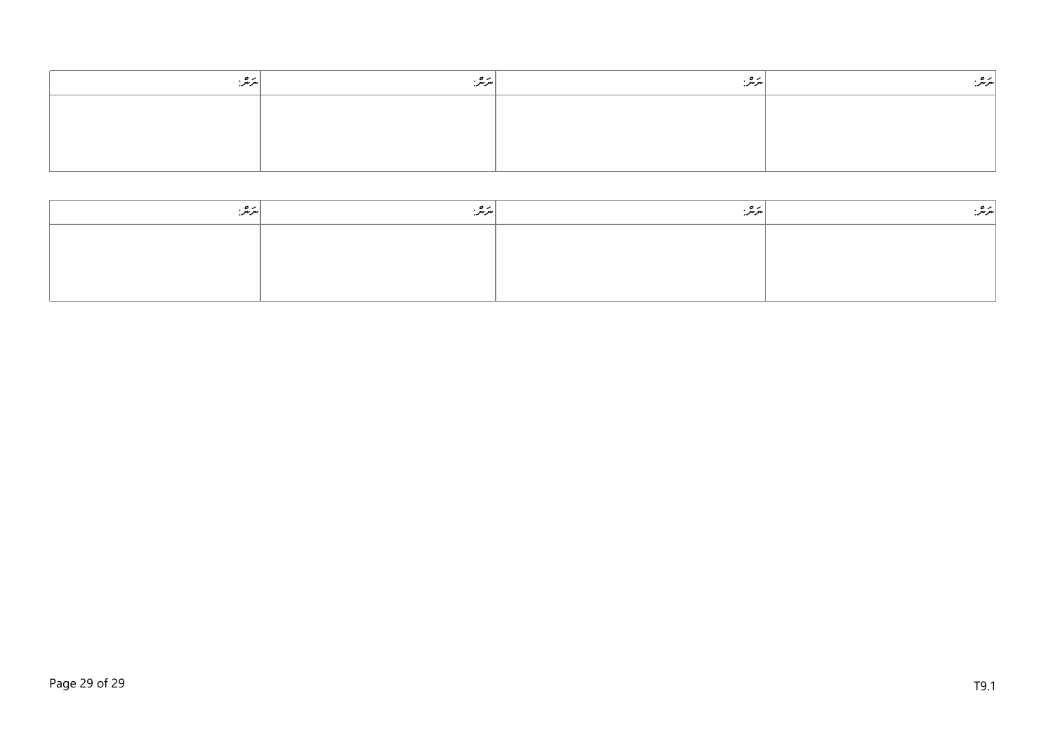| ނަރަނ: | ނަރަނ: | ނަރަނ: | ނަރަނ: |
| --- | --- | --- | --- |
| | | | |

| ނަރަނ: | ނަރަނ: | ނަރަނ: | ނަރަނ: |
| --- | --- | --- | --- |
| | | | |

T9.1